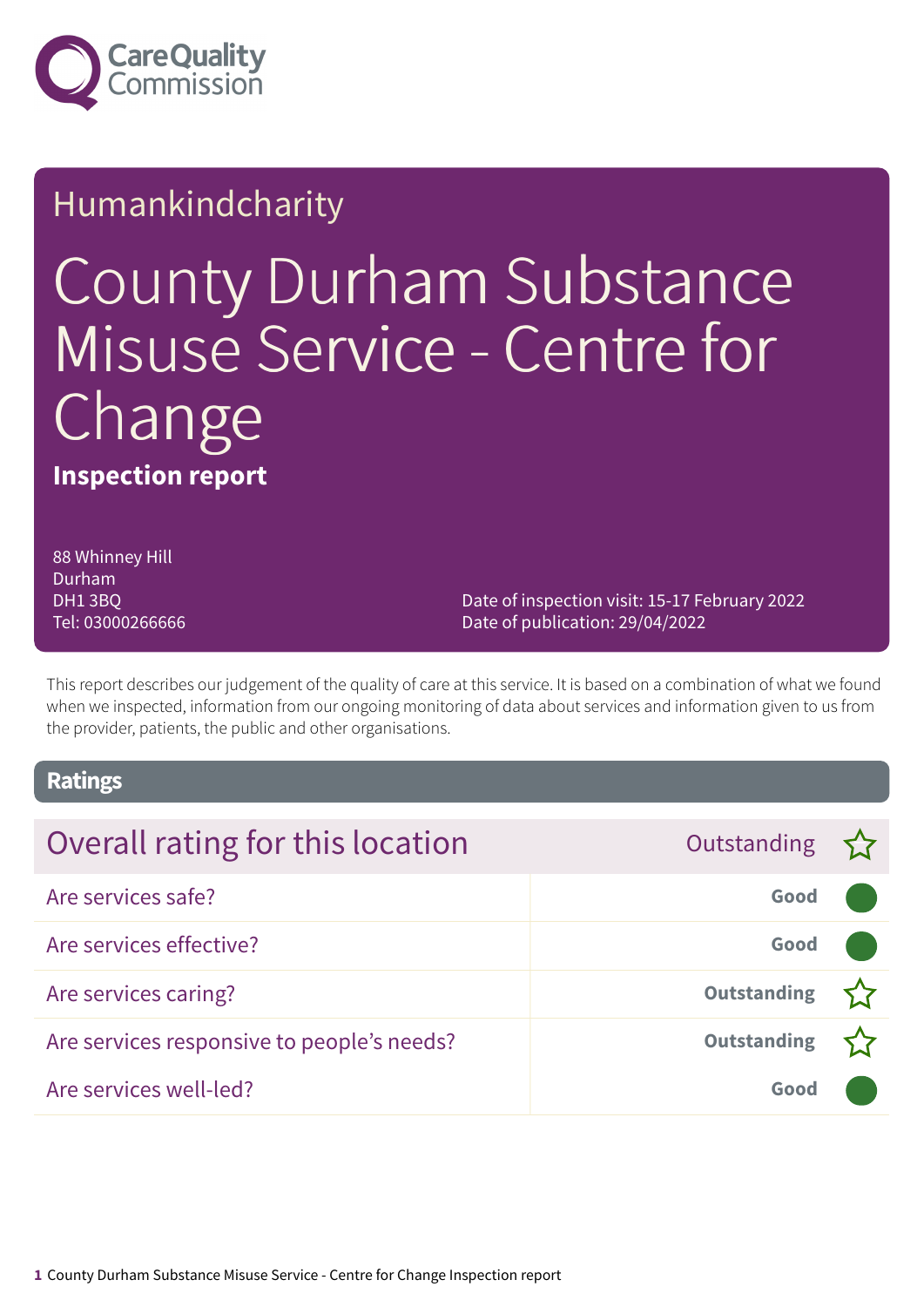Humankindcharity

# County Durham Substance Misuse Service - Centre for Change

**Inspection report**

88 Whinney Hill
Durham
DH1 3BQ
Tel: 03000266666

Date of inspection visit: 15-17 February 2022
Date of publication: 29/04/2022

This report describes our judgement of the quality of care at this service. It is based on a combination of what we found when we inspected, information from our ongoing monitoring of data about services and information given to us from the provider, patients, the public and other organisations.

## Ratings

| Overall rating for this location | Outstanding ☆ |
| --- | --- |
| Are services safe? | Good |
| Are services effective? | Good |
| Are services caring? | Outstanding ☆ |
| Are services responsive to people's needs? | Outstanding ☆ |
| Are services well-led? | Good |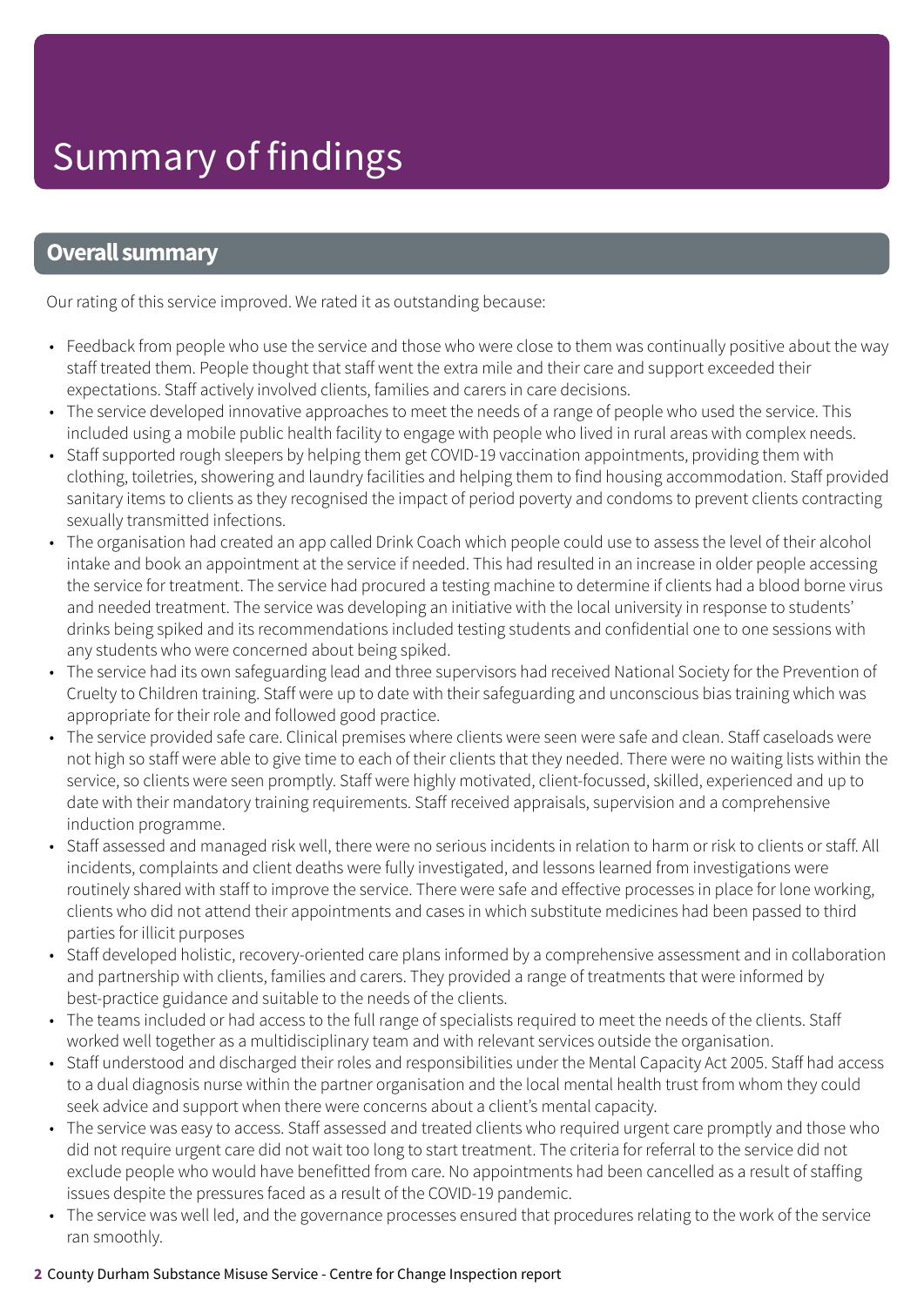# Summary of findings

## Overall summary

Our rating of this service improved. We rated it as outstanding because:

- Feedback from people who use the service and those who were close to them was continually positive about the way staff treated them. People thought that staff went the extra mile and their care and support exceeded their expectations. Staff actively involved clients, families and carers in care decisions.
- The service developed innovative approaches to meet the needs of a range of people who used the service. This included using a mobile public health facility to engage with people who lived in rural areas with complex needs.
- Staff supported rough sleepers by helping them get COVID-19 vaccination appointments, providing them with clothing, toiletries, showering and laundry facilities and helping them to find housing accommodation. Staff provided sanitary items to clients as they recognised the impact of period poverty and condoms to prevent clients contracting sexually transmitted infections.
- The organisation had created an app called Drink Coach which people could use to assess the level of their alcohol intake and book an appointment at the service if needed. This had resulted in an increase in older people accessing the service for treatment. The service had procured a testing machine to determine if clients had a blood borne virus and needed treatment. The service was developing an initiative with the local university in response to students' drinks being spiked and its recommendations included testing students and confidential one to one sessions with any students who were concerned about being spiked.
- The service had its own safeguarding lead and three supervisors had received National Society for the Prevention of Cruelty to Children training. Staff were up to date with their safeguarding and unconscious bias training which was appropriate for their role and followed good practice.
- The service provided safe care. Clinical premises where clients were seen were safe and clean. Staff caseloads were not high so staff were able to give time to each of their clients that they needed. There were no waiting lists within the service, so clients were seen promptly. Staff were highly motivated, client-focussed, skilled, experienced and up to date with their mandatory training requirements. Staff received appraisals, supervision and a comprehensive induction programme.
- Staff assessed and managed risk well, there were no serious incidents in relation to harm or risk to clients or staff. All incidents, complaints and client deaths were fully investigated, and lessons learned from investigations were routinely shared with staff to improve the service. There were safe and effective processes in place for lone working, clients who did not attend their appointments and cases in which substitute medicines had been passed to third parties for illicit purposes
- Staff developed holistic, recovery-oriented care plans informed by a comprehensive assessment and in collaboration and partnership with clients, families and carers. They provided a range of treatments that were informed by best-practice guidance and suitable to the needs of the clients.
- The teams included or had access to the full range of specialists required to meet the needs of the clients. Staff worked well together as a multidisciplinary team and with relevant services outside the organisation.
- Staff understood and discharged their roles and responsibilities under the Mental Capacity Act 2005. Staff had access to a dual diagnosis nurse within the partner organisation and the local mental health trust from whom they could seek advice and support when there were concerns about a client's mental capacity.
- The service was easy to access. Staff assessed and treated clients who required urgent care promptly and those who did not require urgent care did not wait too long to start treatment. The criteria for referral to the service did not exclude people who would have benefitted from care. No appointments had been cancelled as a result of staffing issues despite the pressures faced as a result of the COVID-19 pandemic.
- The service was well led, and the governance processes ensured that procedures relating to the work of the service ran smoothly.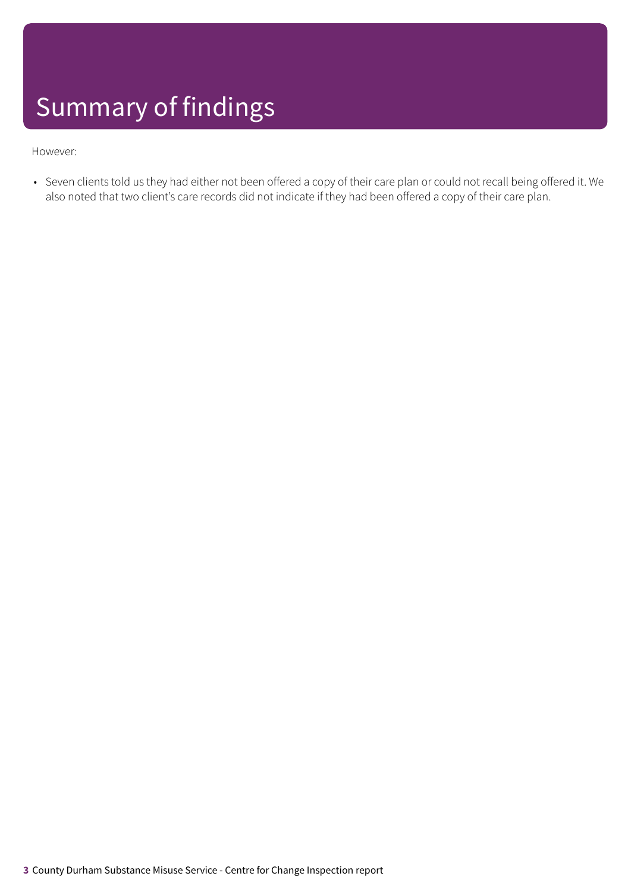# Summary of findings

However:

- Seven clients told us they had either not been offered a copy of their care plan or could not recall being offered it. We also noted that two client's care records did not indicate if they had been offered a copy of their care plan.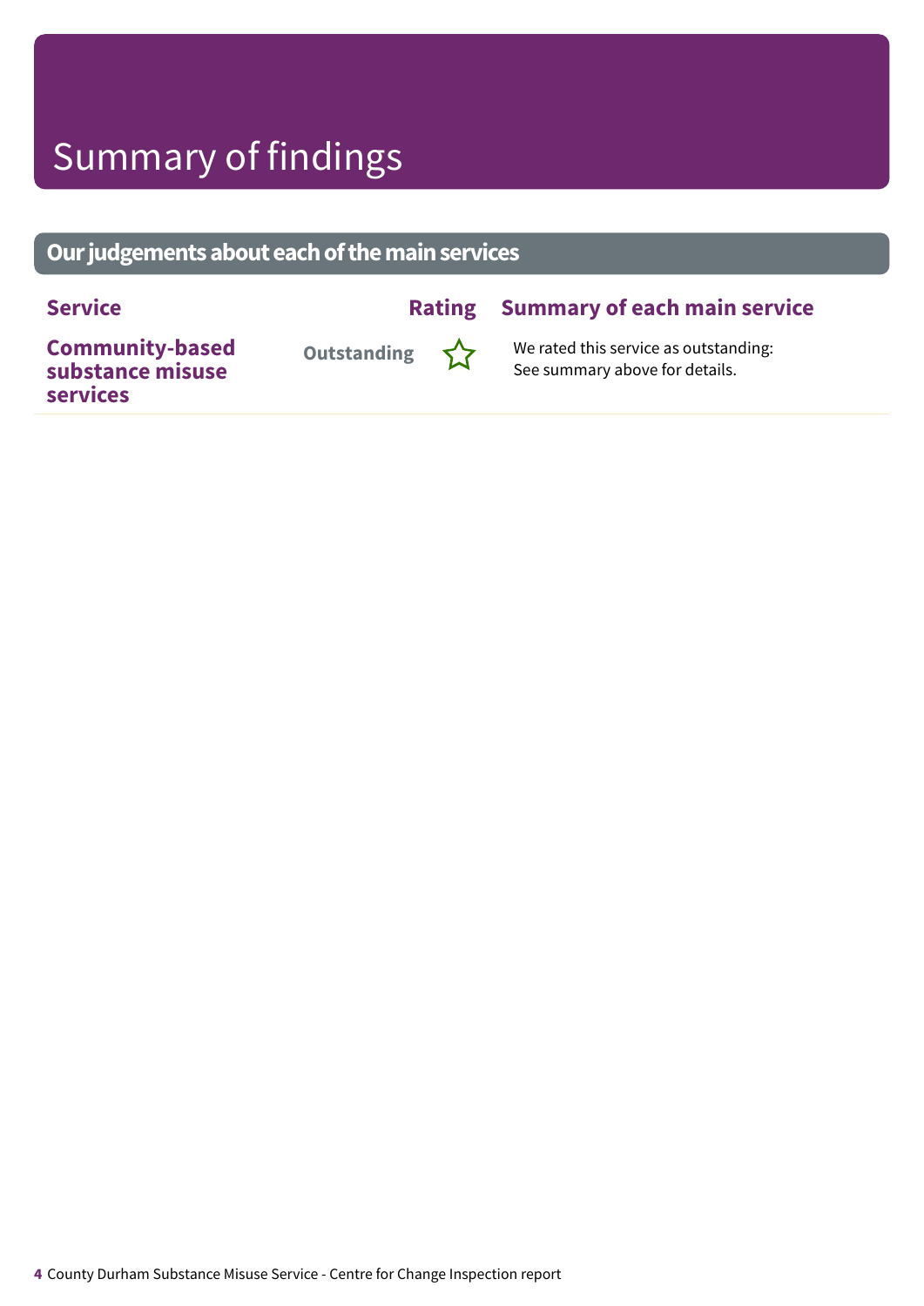# Summary of findings

## Our judgements about each of the main services

| Service | Rating | Summary of each main service |
|---|---|---|
| **Community-based substance misuse services** | Outstanding ☆ | We rated this service as outstanding: See summary above for details. |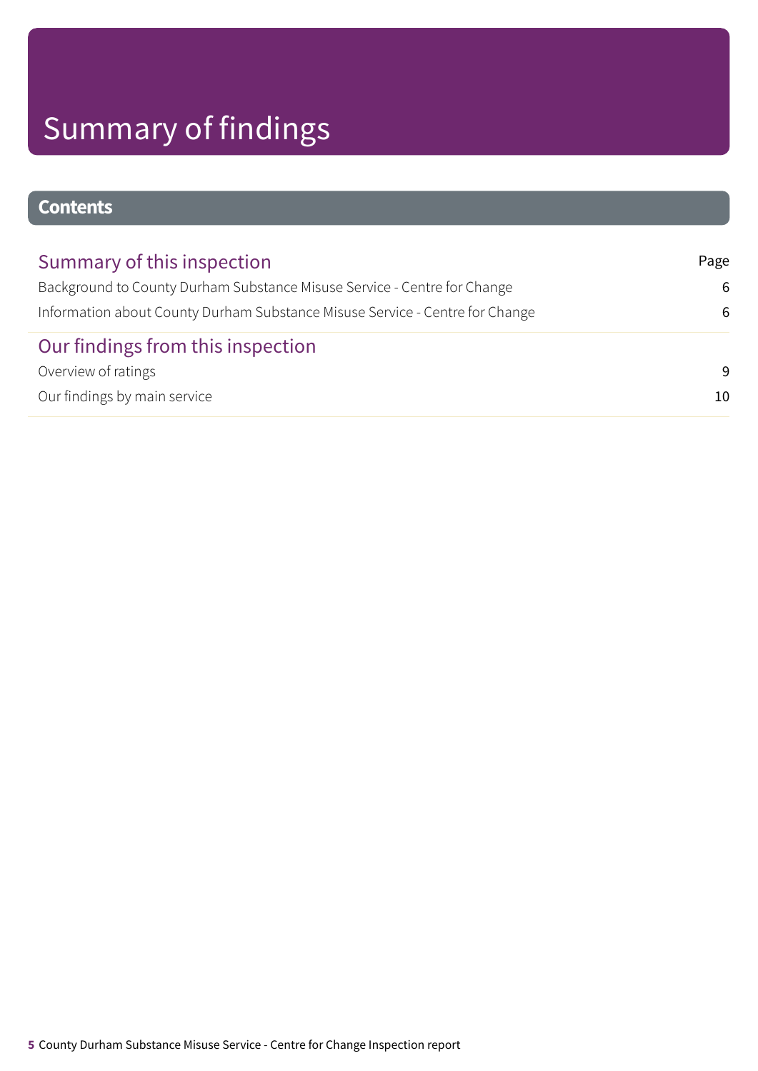# Summary of findings

## Contents

| Summary of this inspection | Page |
| --- | --- |
| Background to County Durham Substance Misuse Service - Centre for Change | 6 |
| Information about County Durham Substance Misuse Service - Centre for Change | 6 |
| **Our findings from this inspection** | |
| Overview of ratings | 9 |
| Our findings by main service | 10 |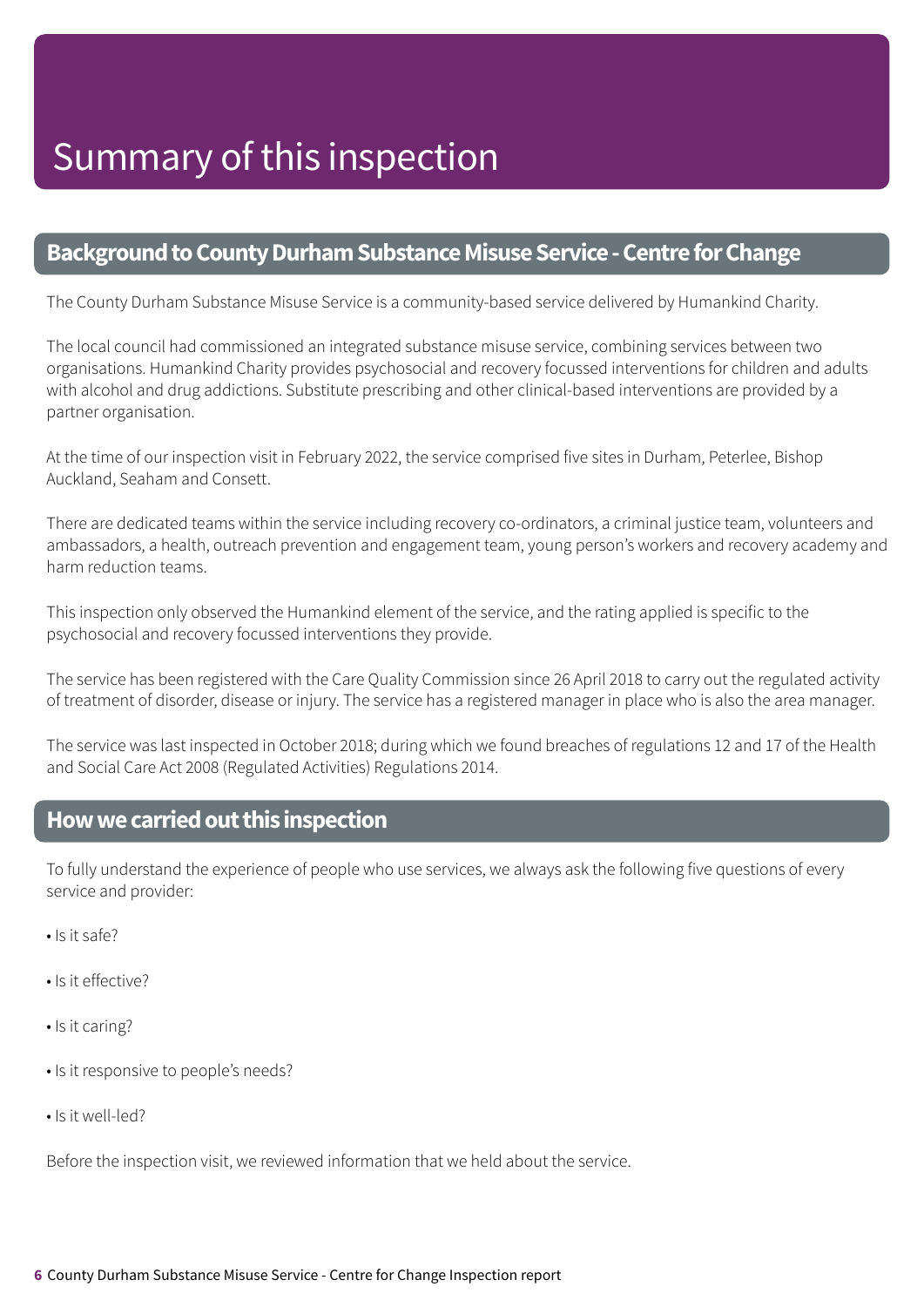# Summary of this inspection

## Background to County Durham Substance Misuse Service - Centre for Change

The County Durham Substance Misuse Service is a community-based service delivered by Humankind Charity.

The local council had commissioned an integrated substance misuse service, combining services between two organisations. Humankind Charity provides psychosocial and recovery focussed interventions for children and adults with alcohol and drug addictions. Substitute prescribing and other clinical-based interventions are provided by a partner organisation.

At the time of our inspection visit in February 2022, the service comprised five sites in Durham, Peterlee, Bishop Auckland, Seaham and Consett.

There are dedicated teams within the service including recovery co-ordinators, a criminal justice team, volunteers and ambassadors, a health, outreach prevention and engagement team, young person's workers and recovery academy and harm reduction teams.

This inspection only observed the Humankind element of the service, and the rating applied is specific to the psychosocial and recovery focussed interventions they provide.

The service has been registered with the Care Quality Commission since 26 April 2018 to carry out the regulated activity of treatment of disorder, disease or injury. The service has a registered manager in place who is also the area manager.

The service was last inspected in October 2018; during which we found breaches of regulations 12 and 17 of the Health and Social Care Act 2008 (Regulated Activities) Regulations 2014.

## How we carried out this inspection

To fully understand the experience of people who use services, we always ask the following five questions of every service and provider:

- Is it safe?
- Is it effective?
- Is it caring?
- Is it responsive to people's needs?
- Is it well-led?

Before the inspection visit, we reviewed information that we held about the service.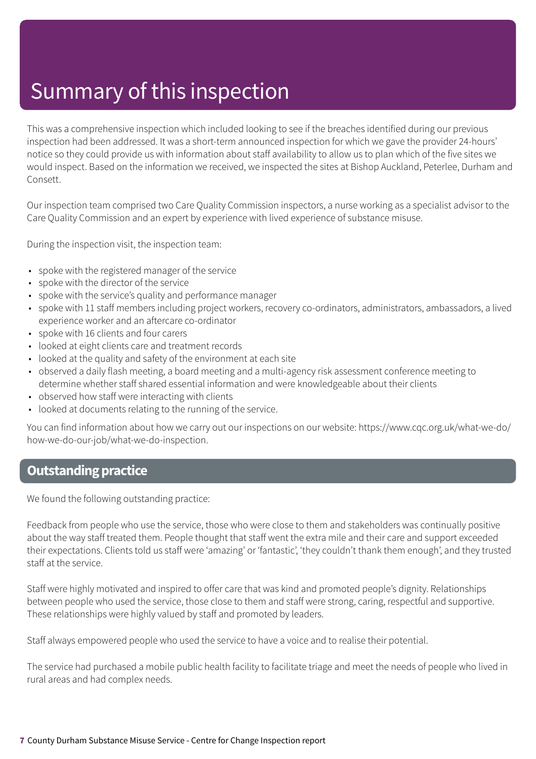# Summary of this inspection

This was a comprehensive inspection which included looking to see if the breaches identified during our previous inspection had been addressed. It was a short-term announced inspection for which we gave the provider 24-hours' notice so they could provide us with information about staff availability to allow us to plan which of the five sites we would inspect. Based on the information we received, we inspected the sites at Bishop Auckland, Peterlee, Durham and Consett.

Our inspection team comprised two Care Quality Commission inspectors, a nurse working as a specialist advisor to the Care Quality Commission and an expert by experience with lived experience of substance misuse.

During the inspection visit, the inspection team:

- spoke with the registered manager of the service
- spoke with the director of the service
- spoke with the service's quality and performance manager
- spoke with 11 staff members including project workers, recovery co-ordinators, administrators, ambassadors, a lived experience worker and an aftercare co-ordinator
- spoke with 16 clients and four carers
- looked at eight clients care and treatment records
- looked at the quality and safety of the environment at each site
- observed a daily flash meeting, a board meeting and a multi-agency risk assessment conference meeting to determine whether staff shared essential information and were knowledgeable about their clients
- observed how staff were interacting with clients
- looked at documents relating to the running of the service.

You can find information about how we carry out our inspections on our website: https://www.cqc.org.uk/what-we-do/how-we-do-our-job/what-we-do-inspection.

## Outstanding practice

We found the following outstanding practice:

Feedback from people who use the service, those who were close to them and stakeholders was continually positive about the way staff treated them. People thought that staff went the extra mile and their care and support exceeded their expectations. Clients told us staff were 'amazing' or 'fantastic', 'they couldn't thank them enough', and they trusted staff at the service.

Staff were highly motivated and inspired to offer care that was kind and promoted people's dignity. Relationships between people who used the service, those close to them and staff were strong, caring, respectful and supportive. These relationships were highly valued by staff and promoted by leaders.

Staff always empowered people who used the service to have a voice and to realise their potential.

The service had purchased a mobile public health facility to facilitate triage and meet the needs of people who lived in rural areas and had complex needs.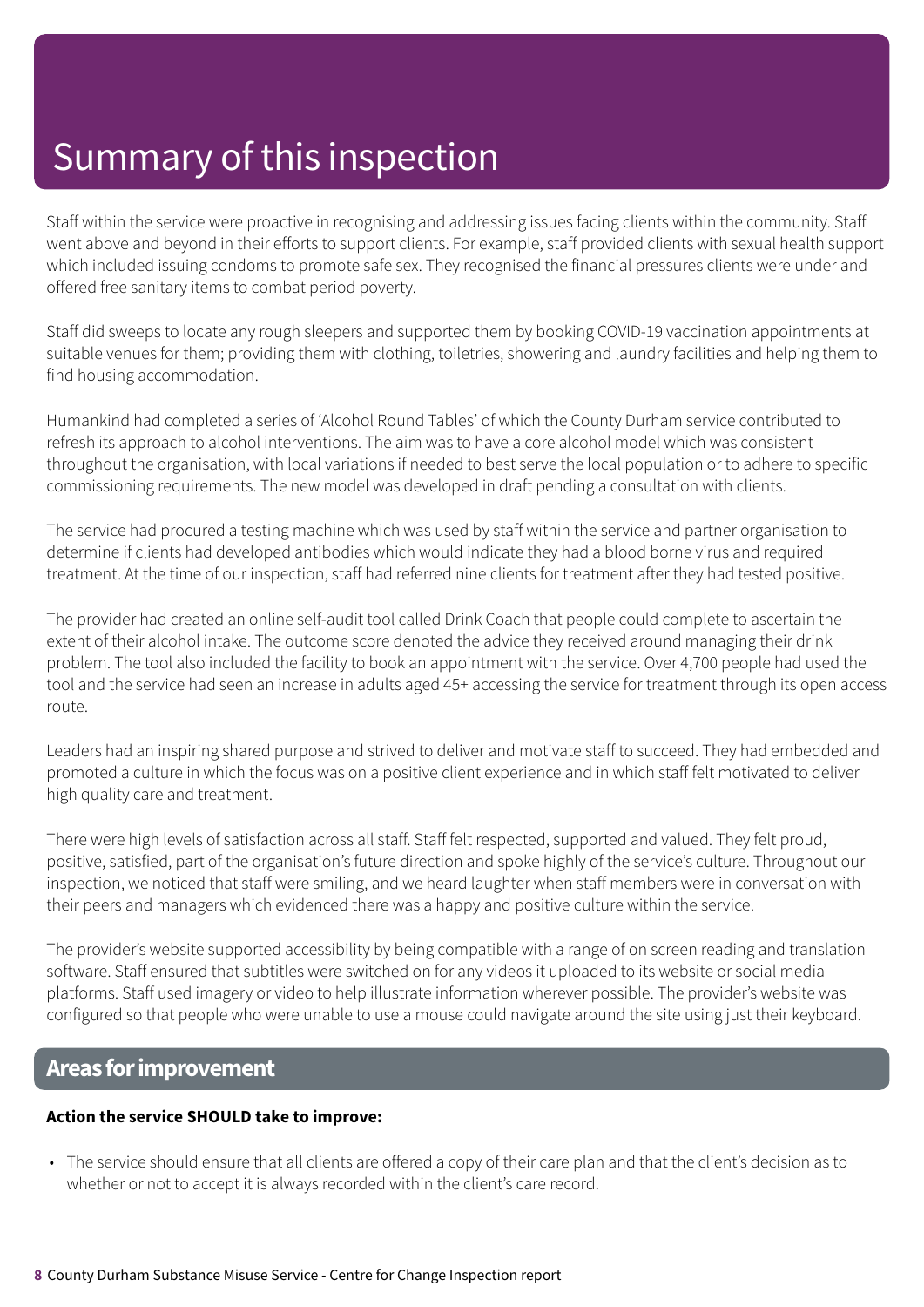# Summary of this inspection

Staff within the service were proactive in recognising and addressing issues facing clients within the community. Staff went above and beyond in their efforts to support clients. For example, staff provided clients with sexual health support which included issuing condoms to promote safe sex. They recognised the financial pressures clients were under and offered free sanitary items to combat period poverty.

Staff did sweeps to locate any rough sleepers and supported them by booking COVID-19 vaccination appointments at suitable venues for them; providing them with clothing, toiletries, showering and laundry facilities and helping them to find housing accommodation.

Humankind had completed a series of 'Alcohol Round Tables' of which the County Durham service contributed to refresh its approach to alcohol interventions. The aim was to have a core alcohol model which was consistent throughout the organisation, with local variations if needed to best serve the local population or to adhere to specific commissioning requirements. The new model was developed in draft pending a consultation with clients.

The service had procured a testing machine which was used by staff within the service and partner organisation to determine if clients had developed antibodies which would indicate they had a blood borne virus and required treatment. At the time of our inspection, staff had referred nine clients for treatment after they had tested positive.

The provider had created an online self-audit tool called Drink Coach that people could complete to ascertain the extent of their alcohol intake. The outcome score denoted the advice they received around managing their drink problem. The tool also included the facility to book an appointment with the service. Over 4,700 people had used the tool and the service had seen an increase in adults aged 45+ accessing the service for treatment through its open access route.

Leaders had an inspiring shared purpose and strived to deliver and motivate staff to succeed. They had embedded and promoted a culture in which the focus was on a positive client experience and in which staff felt motivated to deliver high quality care and treatment.

There were high levels of satisfaction across all staff. Staff felt respected, supported and valued. They felt proud, positive, satisfied, part of the organisation's future direction and spoke highly of the service's culture. Throughout our inspection, we noticed that staff were smiling, and we heard laughter when staff members were in conversation with their peers and managers which evidenced there was a happy and positive culture within the service.

The provider's website supported accessibility by being compatible with a range of on screen reading and translation software. Staff ensured that subtitles were switched on for any videos it uploaded to its website or social media platforms. Staff used imagery or video to help illustrate information wherever possible. The provider's website was configured so that people who were unable to use a mouse could navigate around the site using just their keyboard.

## Areas for improvement

**Action the service SHOULD take to improve:**

- The service should ensure that all clients are offered a copy of their care plan and that the client's decision as to whether or not to accept it is always recorded within the client's care record.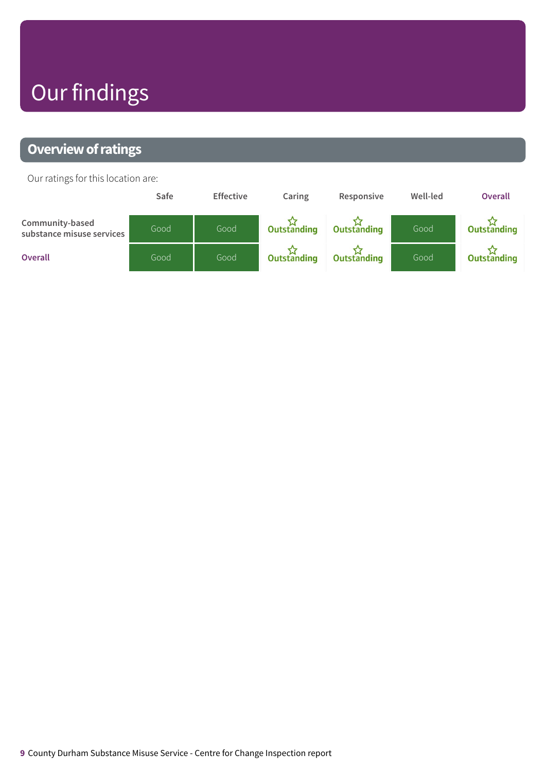# Our findings

## Overview of ratings

Our ratings for this location are:

| | Safe | Effective | Caring | Responsive | Well-led | Overall |
|---|---|---|---|---|---|---|
| Community-based substance misuse services | Good | Good | ☆ Outstanding | ☆ Outstanding | Good | ☆ Outstanding |
| **Overall** | Good | Good | ☆ Outstanding | ☆ Outstanding | Good | ☆ Outstanding |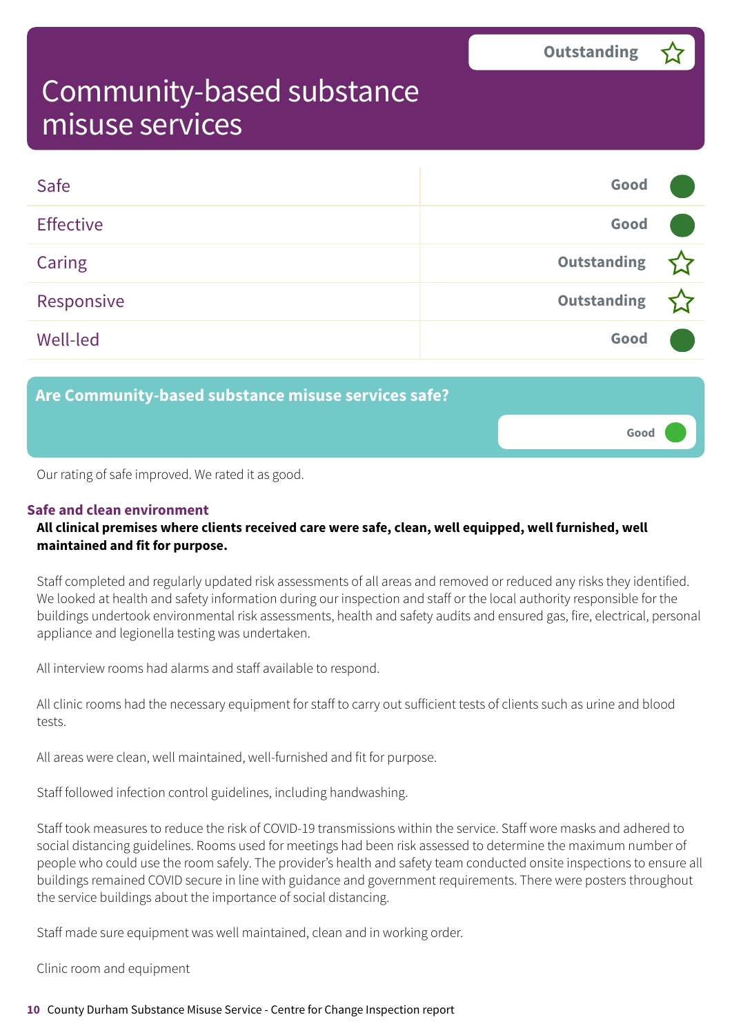# Community-based substance misuse services

**Outstanding** ☆

| Key question | Rating |
| --- | --- |
| Safe | Good |
| Effective | Good |
| Caring | Outstanding ☆ |
| Responsive | Outstanding ☆ |
| Well-led | Good |

## Are Community-based substance misuse services safe?

**Good**

Our rating of safe improved. We rated it as good.

### Safe and clean environment

**All clinical premises where clients received care were safe, clean, well equipped, well furnished, well maintained and fit for purpose.**

Staff completed and regularly updated risk assessments of all areas and removed or reduced any risks they identified. We looked at health and safety information during our inspection and staff or the local authority responsible for the buildings undertook environmental risk assessments, health and safety audits and ensured gas, fire, electrical, personal appliance and legionella testing was undertaken.

All interview rooms had alarms and staff available to respond.

All clinic rooms had the necessary equipment for staff to carry out sufficient tests of clients such as urine and blood tests.

All areas were clean, well maintained, well-furnished and fit for purpose.

Staff followed infection control guidelines, including handwashing.

Staff took measures to reduce the risk of COVID-19 transmissions within the service. Staff wore masks and adhered to social distancing guidelines. Rooms used for meetings had been risk assessed to determine the maximum number of people who could use the room safely. The provider's health and safety team conducted onsite inspections to ensure all buildings remained COVID secure in line with guidance and government requirements. There were posters throughout the service buildings about the importance of social distancing.

Staff made sure equipment was well maintained, clean and in working order.

Clinic room and equipment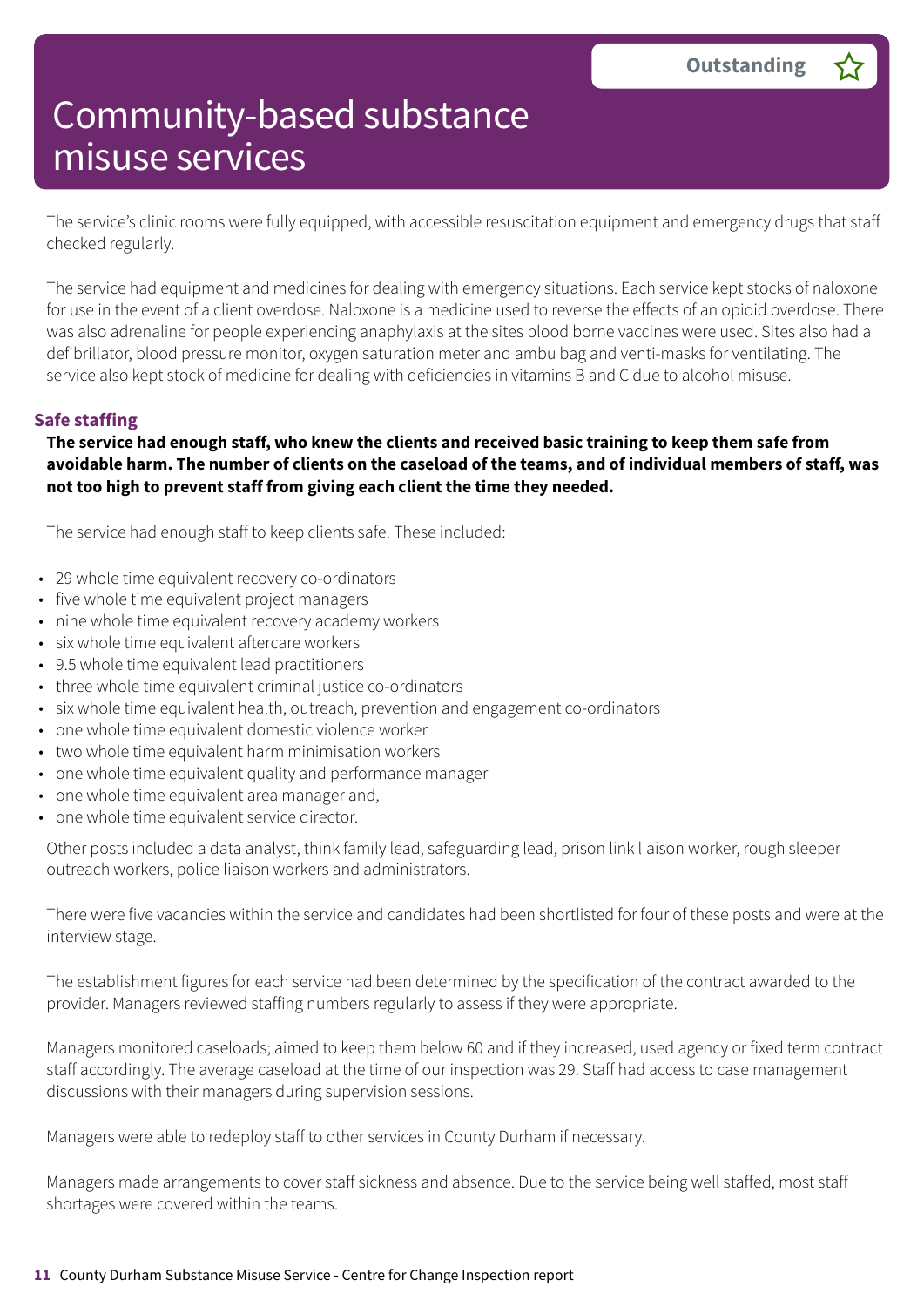# Community-based substance misuse services

**Outstanding** ☆

The service's clinic rooms were fully equipped, with accessible resuscitation equipment and emergency drugs that staff checked regularly.

The service had equipment and medicines for dealing with emergency situations. Each service kept stocks of naloxone for use in the event of a client overdose. Naloxone is a medicine used to reverse the effects of an opioid overdose. There was also adrenaline for people experiencing anaphylaxis at the sites blood borne vaccines were used. Sites also had a defibrillator, blood pressure monitor, oxygen saturation meter and ambu bag and venti-masks for ventilating. The service also kept stock of medicine for dealing with deficiencies in vitamins B and C due to alcohol misuse.

### Safe staffing

**The service had enough staff, who knew the clients and received basic training to keep them safe from avoidable harm. The number of clients on the caseload of the teams, and of individual members of staff, was not too high to prevent staff from giving each client the time they needed.**

The service had enough staff to keep clients safe. These included:

- 29 whole time equivalent recovery co-ordinators
- five whole time equivalent project managers
- nine whole time equivalent recovery academy workers
- six whole time equivalent aftercare workers
- 9.5 whole time equivalent lead practitioners
- three whole time equivalent criminal justice co-ordinators
- six whole time equivalent health, outreach, prevention and engagement co-ordinators
- one whole time equivalent domestic violence worker
- two whole time equivalent harm minimisation workers
- one whole time equivalent quality and performance manager
- one whole time equivalent area manager and,
- one whole time equivalent service director.

Other posts included a data analyst, think family lead, safeguarding lead, prison link liaison worker, rough sleeper outreach workers, police liaison workers and administrators.

There were five vacancies within the service and candidates had been shortlisted for four of these posts and were at the interview stage.

The establishment figures for each service had been determined by the specification of the contract awarded to the provider. Managers reviewed staffing numbers regularly to assess if they were appropriate.

Managers monitored caseloads; aimed to keep them below 60 and if they increased, used agency or fixed term contract staff accordingly. The average caseload at the time of our inspection was 29. Staff had access to case management discussions with their managers during supervision sessions.

Managers were able to redeploy staff to other services in County Durham if necessary.

Managers made arrangements to cover staff sickness and absence. Due to the service being well staffed, most staff shortages were covered within the teams.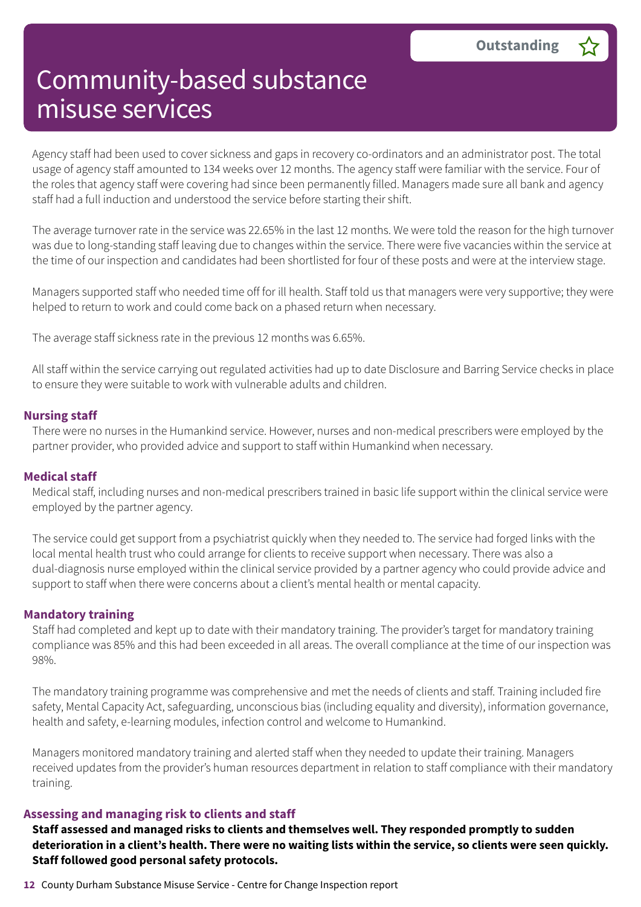# Community-based substance misuse services

**Outstanding** ☆

Agency staff had been used to cover sickness and gaps in recovery co-ordinators and an administrator post. The total usage of agency staff amounted to 134 weeks over 12 months. The agency staff were familiar with the service. Four of the roles that agency staff were covering had since been permanently filled. Managers made sure all bank and agency staff had a full induction and understood the service before starting their shift.

The average turnover rate in the service was 22.65% in the last 12 months. We were told the reason for the high turnover was due to long-standing staff leaving due to changes within the service. There were five vacancies within the service at the time of our inspection and candidates had been shortlisted for four of these posts and were at the interview stage.

Managers supported staff who needed time off for ill health. Staff told us that managers were very supportive; they were helped to return to work and could come back on a phased return when necessary.

The average staff sickness rate in the previous 12 months was 6.65%.

All staff within the service carrying out regulated activities had up to date Disclosure and Barring Service checks in place to ensure they were suitable to work with vulnerable adults and children.

### Nursing staff

There were no nurses in the Humankind service. However, nurses and non-medical prescribers were employed by the partner provider, who provided advice and support to staff within Humankind when necessary.

### Medical staff

Medical staff, including nurses and non-medical prescribers trained in basic life support within the clinical service were employed by the partner agency.

The service could get support from a psychiatrist quickly when they needed to. The service had forged links with the local mental health trust who could arrange for clients to receive support when necessary. There was also a dual-diagnosis nurse employed within the clinical service provided by a partner agency who could provide advice and support to staff when there were concerns about a client's mental health or mental capacity.

### Mandatory training

Staff had completed and kept up to date with their mandatory training. The provider's target for mandatory training compliance was 85% and this had been exceeded in all areas. The overall compliance at the time of our inspection was 98%.

The mandatory training programme was comprehensive and met the needs of clients and staff. Training included fire safety, Mental Capacity Act, safeguarding, unconscious bias (including equality and diversity), information governance, health and safety, e-learning modules, infection control and welcome to Humankind.

Managers monitored mandatory training and alerted staff when they needed to update their training. Managers received updates from the provider's human resources department in relation to staff compliance with their mandatory training.

### Assessing and managing risk to clients and staff

**Staff assessed and managed risks to clients and themselves well. They responded promptly to sudden deterioration in a client's health. There were no waiting lists within the service, so clients were seen quickly. Staff followed good personal safety protocols.**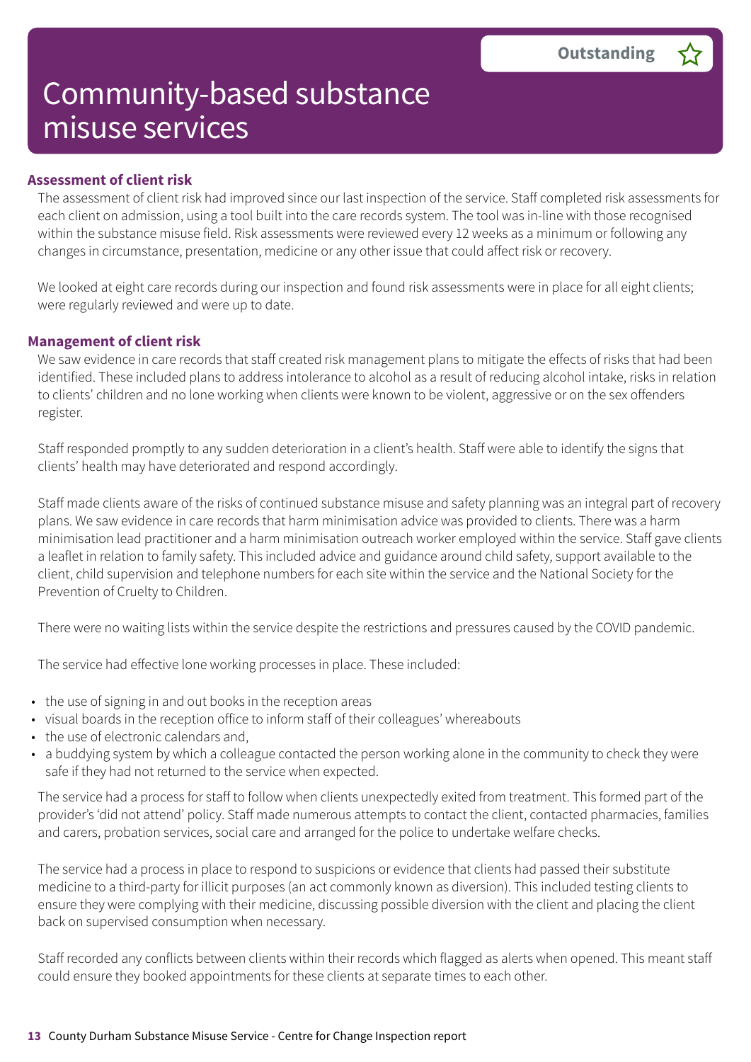# Community-based substance misuse services

**Outstanding** ☆

### Assessment of client risk

The assessment of client risk had improved since our last inspection of the service. Staff completed risk assessments for each client on admission, using a tool built into the care records system. The tool was in-line with those recognised within the substance misuse field. Risk assessments were reviewed every 12 weeks as a minimum or following any changes in circumstance, presentation, medicine or any other issue that could affect risk or recovery.

We looked at eight care records during our inspection and found risk assessments were in place for all eight clients; were regularly reviewed and were up to date.

### Management of client risk

We saw evidence in care records that staff created risk management plans to mitigate the effects of risks that had been identified. These included plans to address intolerance to alcohol as a result of reducing alcohol intake, risks in relation to clients' children and no lone working when clients were known to be violent, aggressive or on the sex offenders register.

Staff responded promptly to any sudden deterioration in a client's health. Staff were able to identify the signs that clients' health may have deteriorated and respond accordingly.

Staff made clients aware of the risks of continued substance misuse and safety planning was an integral part of recovery plans. We saw evidence in care records that harm minimisation advice was provided to clients. There was a harm minimisation lead practitioner and a harm minimisation outreach worker employed within the service. Staff gave clients a leaflet in relation to family safety. This included advice and guidance around child safety, support available to the client, child supervision and telephone numbers for each site within the service and the National Society for the Prevention of Cruelty to Children.

There were no waiting lists within the service despite the restrictions and pressures caused by the COVID pandemic.

The service had effective lone working processes in place. These included:

- the use of signing in and out books in the reception areas
- visual boards in the reception office to inform staff of their colleagues' whereabouts
- the use of electronic calendars and,
- a buddying system by which a colleague contacted the person working alone in the community to check they were safe if they had not returned to the service when expected.

The service had a process for staff to follow when clients unexpectedly exited from treatment. This formed part of the provider's 'did not attend' policy. Staff made numerous attempts to contact the client, contacted pharmacies, families and carers, probation services, social care and arranged for the police to undertake welfare checks.

The service had a process in place to respond to suspicions or evidence that clients had passed their substitute medicine to a third-party for illicit purposes (an act commonly known as diversion). This included testing clients to ensure they were complying with their medicine, discussing possible diversion with the client and placing the client back on supervised consumption when necessary.

Staff recorded any conflicts between clients within their records which flagged as alerts when opened. This meant staff could ensure they booked appointments for these clients at separate times to each other.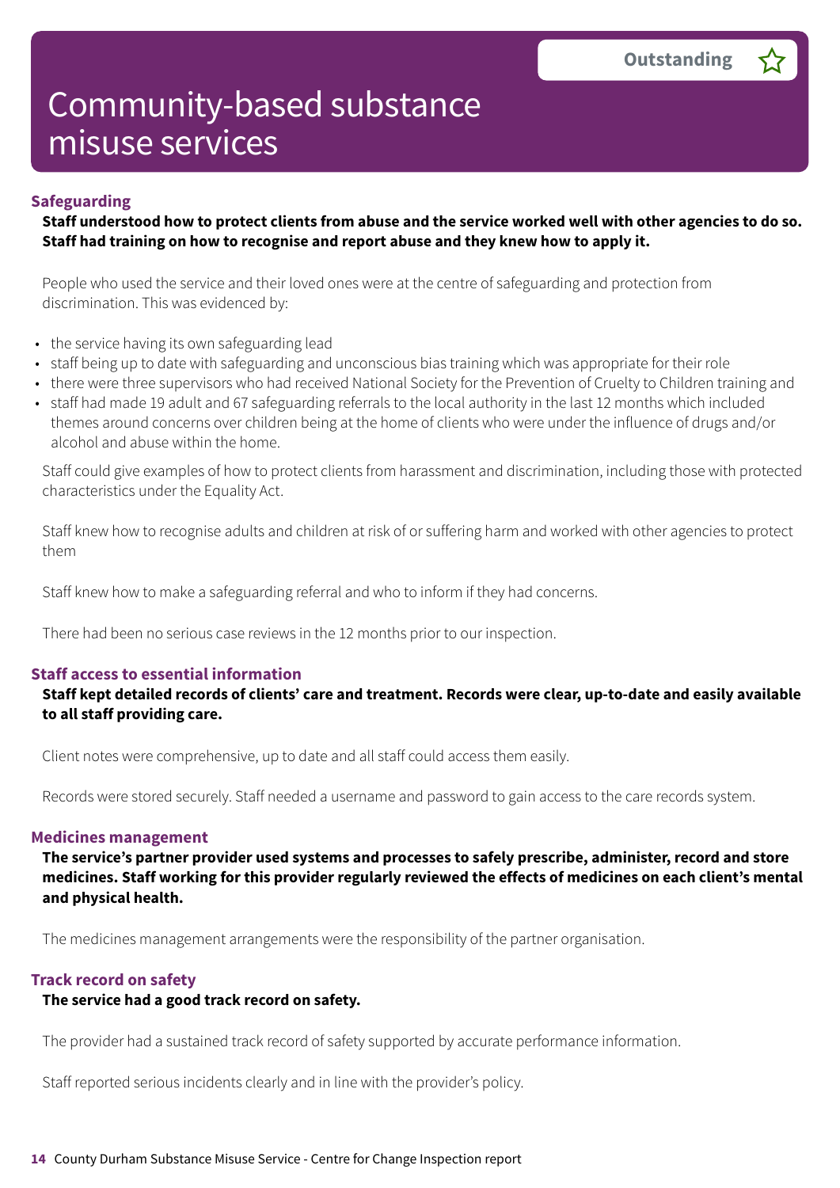Outstanding

# Community-based substance misuse services

### Safeguarding

**Staff understood how to protect clients from abuse and the service worked well with other agencies to do so. Staff had training on how to recognise and report abuse and they knew how to apply it.**

People who used the service and their loved ones were at the centre of safeguarding and protection from discrimination. This was evidenced by:

- the service having its own safeguarding lead
- staff being up to date with safeguarding and unconscious bias training which was appropriate for their role
- there were three supervisors who had received National Society for the Prevention of Cruelty to Children training and
- staff had made 19 adult and 67 safeguarding referrals to the local authority in the last 12 months which included themes around concerns over children being at the home of clients who were under the influence of drugs and/or alcohol and abuse within the home.

Staff could give examples of how to protect clients from harassment and discrimination, including those with protected characteristics under the Equality Act.

Staff knew how to recognise adults and children at risk of or suffering harm and worked with other agencies to protect them

Staff knew how to make a safeguarding referral and who to inform if they had concerns.

There had been no serious case reviews in the 12 months prior to our inspection.

### Staff access to essential information

**Staff kept detailed records of clients' care and treatment. Records were clear, up-to-date and easily available to all staff providing care.**

Client notes were comprehensive, up to date and all staff could access them easily.

Records were stored securely. Staff needed a username and password to gain access to the care records system.

### Medicines management

**The service's partner provider used systems and processes to safely prescribe, administer, record and store medicines. Staff working for this provider regularly reviewed the effects of medicines on each client's mental and physical health.**

The medicines management arrangements were the responsibility of the partner organisation.

### Track record on safety

**The service had a good track record on safety.**

The provider had a sustained track record of safety supported by accurate performance information.

Staff reported serious incidents clearly and in line with the provider's policy.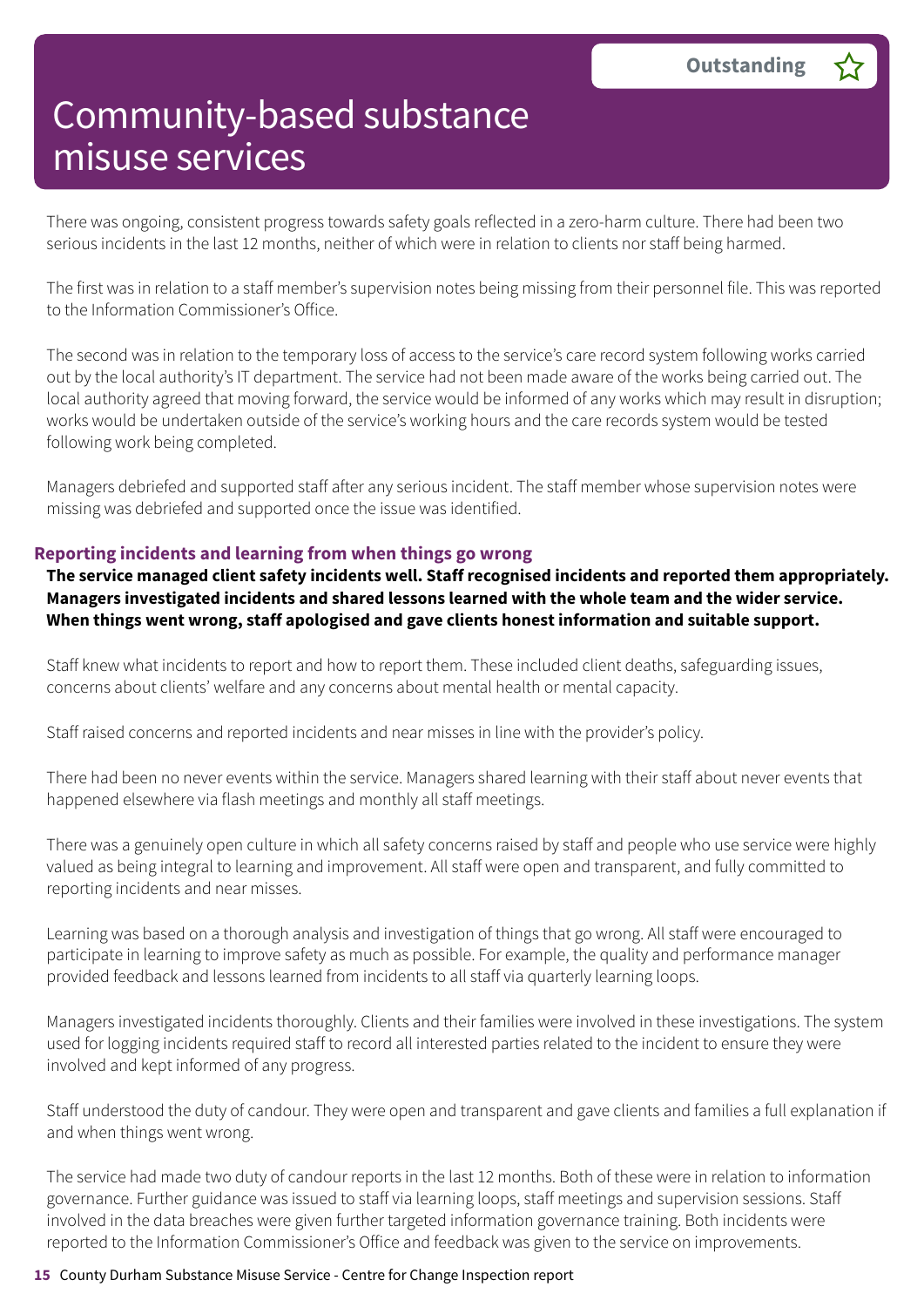Outstanding ☆

# Community-based substance misuse services

There was ongoing, consistent progress towards safety goals reflected in a zero-harm culture. There had been two serious incidents in the last 12 months, neither of which were in relation to clients nor staff being harmed.

The first was in relation to a staff member's supervision notes being missing from their personnel file. This was reported to the Information Commissioner's Office.

The second was in relation to the temporary loss of access to the service's care record system following works carried out by the local authority's IT department. The service had not been made aware of the works being carried out. The local authority agreed that moving forward, the service would be informed of any works which may result in disruption; works would be undertaken outside of the service's working hours and the care records system would be tested following work being completed.

Managers debriefed and supported staff after any serious incident. The staff member whose supervision notes were missing was debriefed and supported once the issue was identified.

### Reporting incidents and learning from when things go wrong

**The service managed client safety incidents well. Staff recognised incidents and reported them appropriately. Managers investigated incidents and shared lessons learned with the whole team and the wider service. When things went wrong, staff apologised and gave clients honest information and suitable support.**

Staff knew what incidents to report and how to report them. These included client deaths, safeguarding issues, concerns about clients' welfare and any concerns about mental health or mental capacity.

Staff raised concerns and reported incidents and near misses in line with the provider's policy.

There had been no never events within the service. Managers shared learning with their staff about never events that happened elsewhere via flash meetings and monthly all staff meetings.

There was a genuinely open culture in which all safety concerns raised by staff and people who use service were highly valued as being integral to learning and improvement. All staff were open and transparent, and fully committed to reporting incidents and near misses.

Learning was based on a thorough analysis and investigation of things that go wrong. All staff were encouraged to participate in learning to improve safety as much as possible. For example, the quality and performance manager provided feedback and lessons learned from incidents to all staff via quarterly learning loops.

Managers investigated incidents thoroughly. Clients and their families were involved in these investigations. The system used for logging incidents required staff to record all interested parties related to the incident to ensure they were involved and kept informed of any progress.

Staff understood the duty of candour. They were open and transparent and gave clients and families a full explanation if and when things went wrong.

The service had made two duty of candour reports in the last 12 months. Both of these were in relation to information governance. Further guidance was issued to staff via learning loops, staff meetings and supervision sessions. Staff involved in the data breaches were given further targeted information governance training. Both incidents were reported to the Information Commissioner's Office and feedback was given to the service on improvements.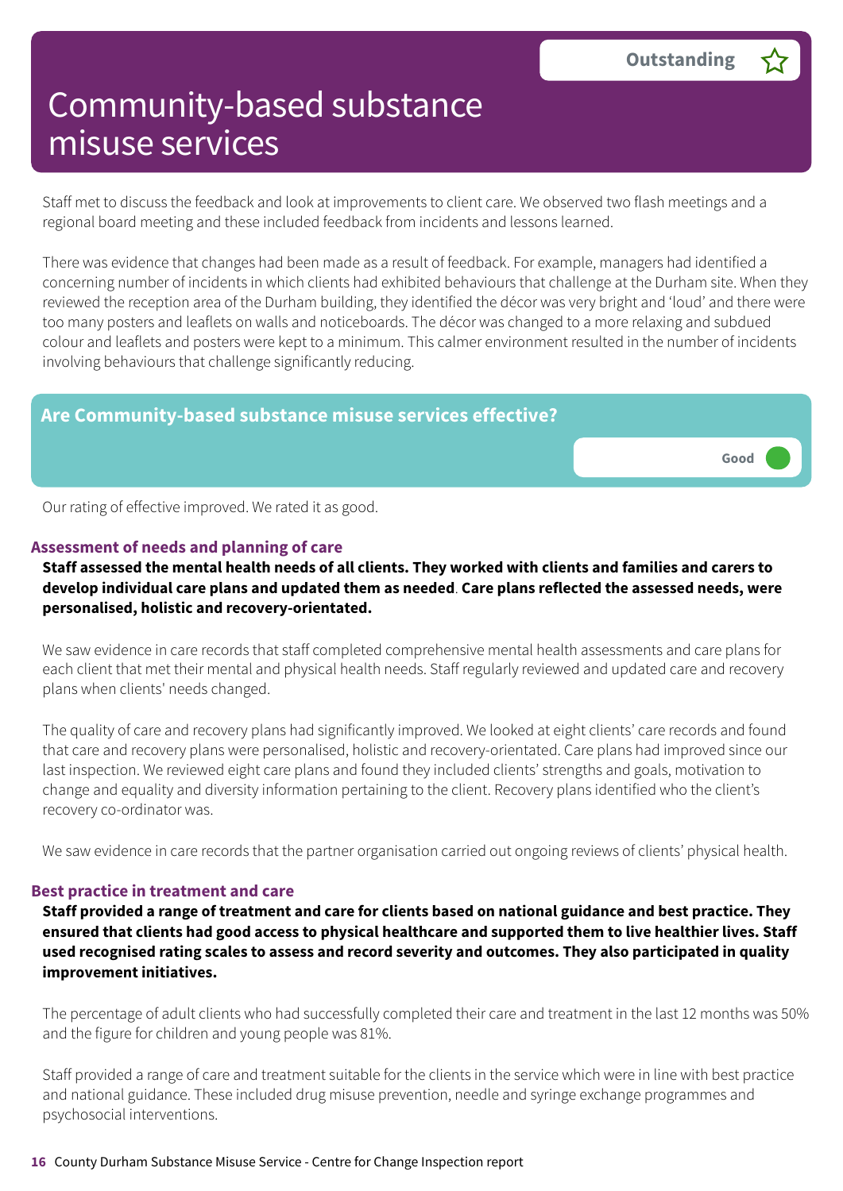# Community-based substance misuse services

Outstanding ☆

Staff met to discuss the feedback and look at improvements to client care. We observed two flash meetings and a regional board meeting and these included feedback from incidents and lessons learned.

There was evidence that changes had been made as a result of feedback. For example, managers had identified a concerning number of incidents in which clients had exhibited behaviours that challenge at the Durham site. When they reviewed the reception area of the Durham building, they identified the décor was very bright and 'loud' and there were too many posters and leaflets on walls and noticeboards. The décor was changed to a more relaxing and subdued colour and leaflets and posters were kept to a minimum. This calmer environment resulted in the number of incidents involving behaviours that challenge significantly reducing.

## Are Community-based substance misuse services effective?

Good

Our rating of effective improved. We rated it as good.

### Assessment of needs and planning of care

**Staff assessed the mental health needs of all clients. They worked with clients and families and carers to develop individual care plans and updated them as needed. Care plans reflected the assessed needs, were personalised, holistic and recovery-orientated.**

We saw evidence in care records that staff completed comprehensive mental health assessments and care plans for each client that met their mental and physical health needs. Staff regularly reviewed and updated care and recovery plans when clients' needs changed.

The quality of care and recovery plans had significantly improved. We looked at eight clients' care records and found that care and recovery plans were personalised, holistic and recovery-orientated. Care plans had improved since our last inspection. We reviewed eight care plans and found they included clients' strengths and goals, motivation to change and equality and diversity information pertaining to the client. Recovery plans identified who the client's recovery co-ordinator was.

We saw evidence in care records that the partner organisation carried out ongoing reviews of clients' physical health.

### Best practice in treatment and care

**Staff provided a range of treatment and care for clients based on national guidance and best practice. They ensured that clients had good access to physical healthcare and supported them to live healthier lives. Staff used recognised rating scales to assess and record severity and outcomes. They also participated in quality improvement initiatives.**

The percentage of adult clients who had successfully completed their care and treatment in the last 12 months was 50% and the figure for children and young people was 81%.

Staff provided a range of care and treatment suitable for the clients in the service which were in line with best practice and national guidance. These included drug misuse prevention, needle and syringe exchange programmes and psychosocial interventions.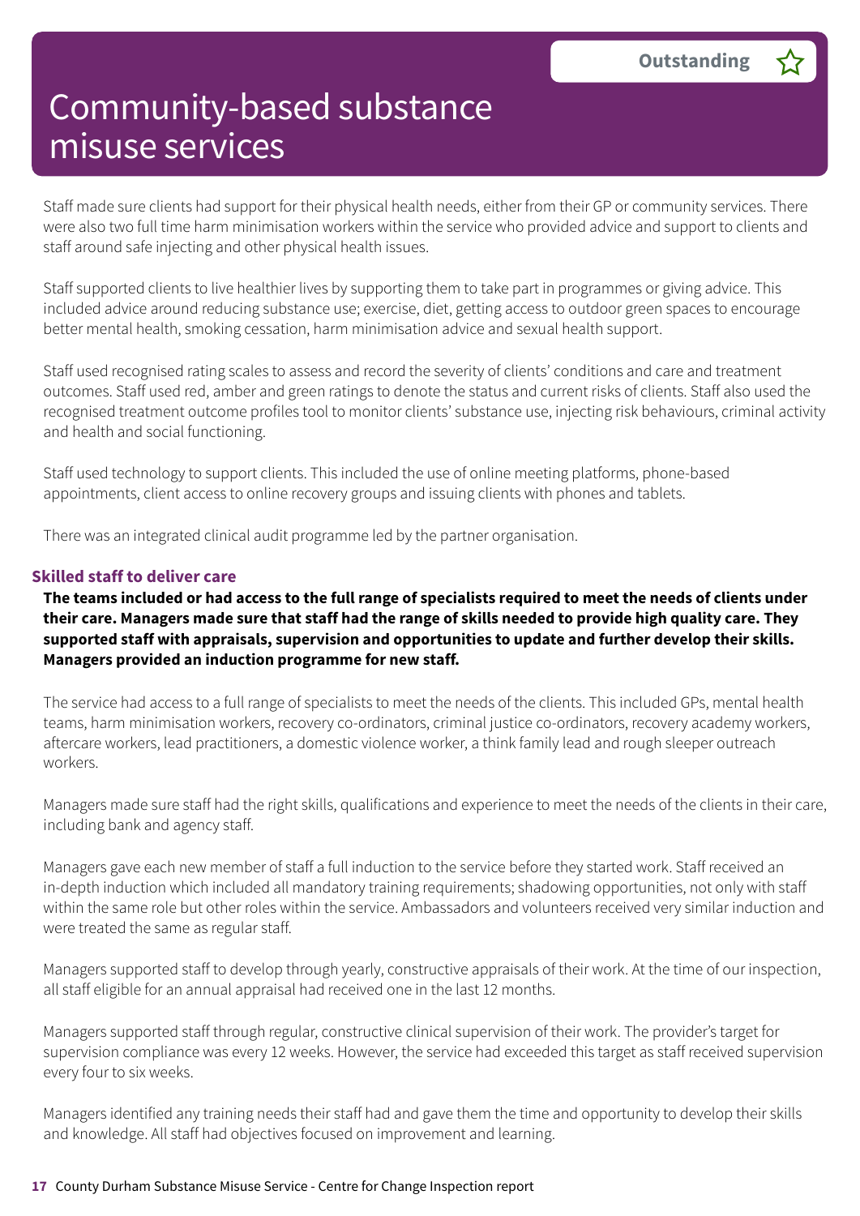# Community-based substance misuse services

**Outstanding** ☆

Staff made sure clients had support for their physical health needs, either from their GP or community services. There were also two full time harm minimisation workers within the service who provided advice and support to clients and staff around safe injecting and other physical health issues.

Staff supported clients to live healthier lives by supporting them to take part in programmes or giving advice. This included advice around reducing substance use; exercise, diet, getting access to outdoor green spaces to encourage better mental health, smoking cessation, harm minimisation advice and sexual health support.

Staff used recognised rating scales to assess and record the severity of clients' conditions and care and treatment outcomes. Staff used red, amber and green ratings to denote the status and current risks of clients. Staff also used the recognised treatment outcome profiles tool to monitor clients' substance use, injecting risk behaviours, criminal activity and health and social functioning.

Staff used technology to support clients. This included the use of online meeting platforms, phone-based appointments, client access to online recovery groups and issuing clients with phones and tablets.

There was an integrated clinical audit programme led by the partner organisation.

### Skilled staff to deliver care

**The teams included or had access to the full range of specialists required to meet the needs of clients under their care. Managers made sure that staff had the range of skills needed to provide high quality care. They supported staff with appraisals, supervision and opportunities to update and further develop their skills. Managers provided an induction programme for new staff.**

The service had access to a full range of specialists to meet the needs of the clients. This included GPs, mental health teams, harm minimisation workers, recovery co-ordinators, criminal justice co-ordinators, recovery academy workers, aftercare workers, lead practitioners, a domestic violence worker, a think family lead and rough sleeper outreach workers.

Managers made sure staff had the right skills, qualifications and experience to meet the needs of the clients in their care, including bank and agency staff.

Managers gave each new member of staff a full induction to the service before they started work. Staff received an in-depth induction which included all mandatory training requirements; shadowing opportunities, not only with staff within the same role but other roles within the service. Ambassadors and volunteers received very similar induction and were treated the same as regular staff.

Managers supported staff to develop through yearly, constructive appraisals of their work. At the time of our inspection, all staff eligible for an annual appraisal had received one in the last 12 months.

Managers supported staff through regular, constructive clinical supervision of their work. The provider's target for supervision compliance was every 12 weeks. However, the service had exceeded this target as staff received supervision every four to six weeks.

Managers identified any training needs their staff had and gave them the time and opportunity to develop their skills and knowledge. All staff had objectives focused on improvement and learning.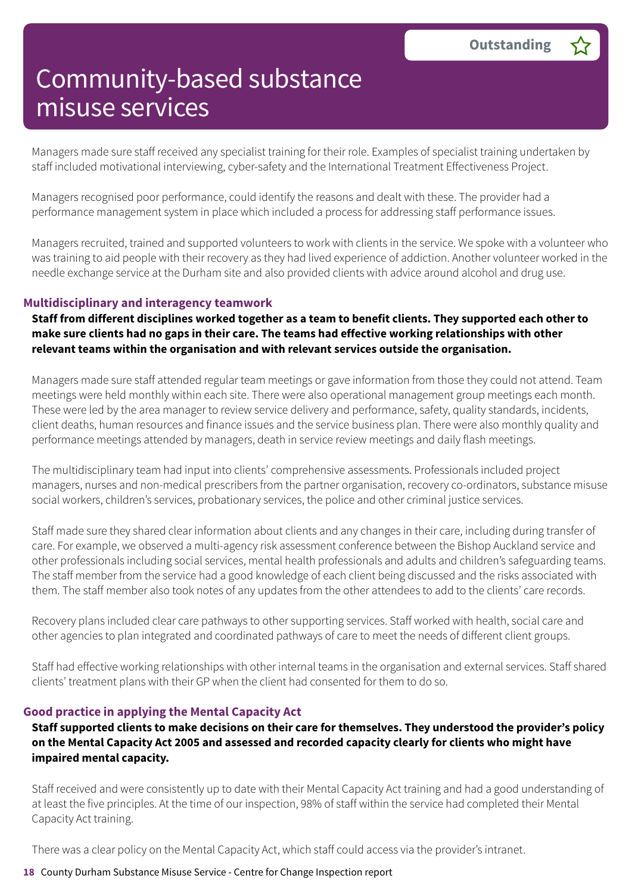# Community-based substance misuse services

**Outstanding** ☆

Managers made sure staff received any specialist training for their role. Examples of specialist training undertaken by staff included motivational interviewing, cyber-safety and the International Treatment Effectiveness Project.

Managers recognised poor performance, could identify the reasons and dealt with these. The provider had a performance management system in place which included a process for addressing staff performance issues.

Managers recruited, trained and supported volunteers to work with clients in the service. We spoke with a volunteer who was training to aid people with their recovery as they had lived experience of addiction. Another volunteer worked in the needle exchange service at the Durham site and also provided clients with advice around alcohol and drug use.

### Multidisciplinary and interagency teamwork

**Staff from different disciplines worked together as a team to benefit clients. They supported each other to make sure clients had no gaps in their care. The teams had effective working relationships with other relevant teams within the organisation and with relevant services outside the organisation.**

Managers made sure staff attended regular team meetings or gave information from those they could not attend. Team meetings were held monthly within each site. There were also operational management group meetings each month. These were led by the area manager to review service delivery and performance, safety, quality standards, incidents, client deaths, human resources and finance issues and the service business plan. There were also monthly quality and performance meetings attended by managers, death in service review meetings and daily flash meetings.

The multidisciplinary team had input into clients' comprehensive assessments. Professionals included project managers, nurses and non-medical prescribers from the partner organisation, recovery co-ordinators, substance misuse social workers, children's services, probationary services, the police and other criminal justice services.

Staff made sure they shared clear information about clients and any changes in their care, including during transfer of care. For example, we observed a multi-agency risk assessment conference between the Bishop Auckland service and other professionals including social services, mental health professionals and adults and children's safeguarding teams. The staff member from the service had a good knowledge of each client being discussed and the risks associated with them. The staff member also took notes of any updates from the other attendees to add to the clients' care records.

Recovery plans included clear care pathways to other supporting services. Staff worked with health, social care and other agencies to plan integrated and coordinated pathways of care to meet the needs of different client groups.

Staff had effective working relationships with other internal teams in the organisation and external services. Staff shared clients' treatment plans with their GP when the client had consented for them to do so.

### Good practice in applying the Mental Capacity Act

**Staff supported clients to make decisions on their care for themselves. They understood the provider's policy on the Mental Capacity Act 2005 and assessed and recorded capacity clearly for clients who might have impaired mental capacity.**

Staff received and were consistently up to date with their Mental Capacity Act training and had a good understanding of at least the five principles. At the time of our inspection, 98% of staff within the service had completed their Mental Capacity Act training.

There was a clear policy on the Mental Capacity Act, which staff could access via the provider's intranet.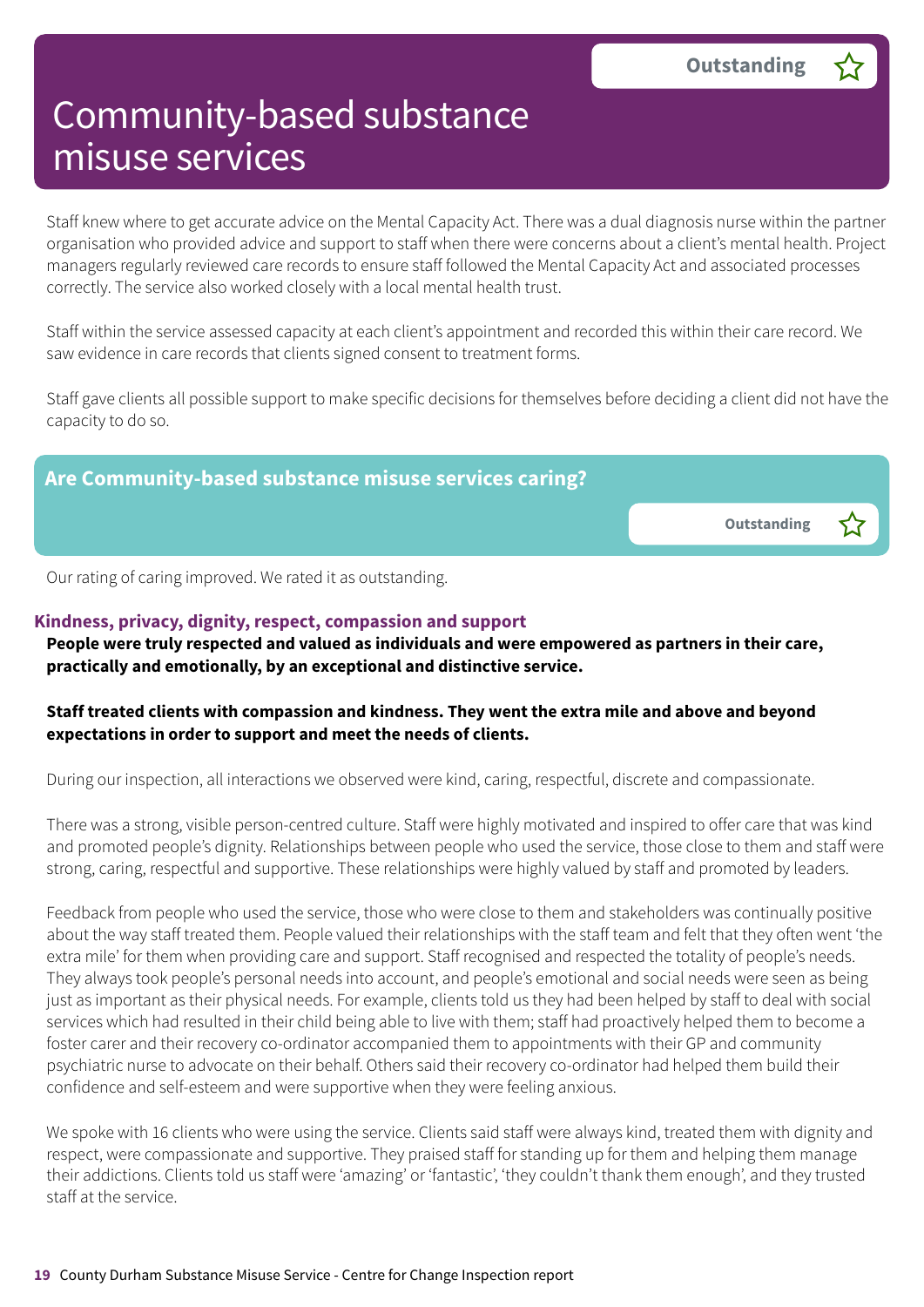# Community-based substance misuse services

Outstanding

Staff knew where to get accurate advice on the Mental Capacity Act. There was a dual diagnosis nurse within the partner organisation who provided advice and support to staff when there were concerns about a client's mental health. Project managers regularly reviewed care records to ensure staff followed the Mental Capacity Act and associated processes correctly. The service also worked closely with a local mental health trust.

Staff within the service assessed capacity at each client's appointment and recorded this within their care record. We saw evidence in care records that clients signed consent to treatment forms.

Staff gave clients all possible support to make specific decisions for themselves before deciding a client did not have the capacity to do so.

## Are Community-based substance misuse services caring?

Outstanding

Our rating of caring improved. We rated it as outstanding.

### Kindness, privacy, dignity, respect, compassion and support

**People were truly respected and valued as individuals and were empowered as partners in their care, practically and emotionally, by an exceptional and distinctive service.**

**Staff treated clients with compassion and kindness. They went the extra mile and above and beyond expectations in order to support and meet the needs of clients.**

During our inspection, all interactions we observed were kind, caring, respectful, discrete and compassionate.

There was a strong, visible person-centred culture. Staff were highly motivated and inspired to offer care that was kind and promoted people's dignity. Relationships between people who used the service, those close to them and staff were strong, caring, respectful and supportive. These relationships were highly valued by staff and promoted by leaders.

Feedback from people who used the service, those who were close to them and stakeholders was continually positive about the way staff treated them. People valued their relationships with the staff team and felt that they often went 'the extra mile' for them when providing care and support. Staff recognised and respected the totality of people's needs. They always took people's personal needs into account, and people's emotional and social needs were seen as being just as important as their physical needs. For example, clients told us they had been helped by staff to deal with social services which had resulted in their child being able to live with them; staff had proactively helped them to become a foster carer and their recovery co-ordinator accompanied them to appointments with their GP and community psychiatric nurse to advocate on their behalf. Others said their recovery co-ordinator had helped them build their confidence and self-esteem and were supportive when they were feeling anxious.

We spoke with 16 clients who were using the service. Clients said staff were always kind, treated them with dignity and respect, were compassionate and supportive. They praised staff for standing up for them and helping them manage their addictions. Clients told us staff were 'amazing' or 'fantastic', 'they couldn't thank them enough', and they trusted staff at the service.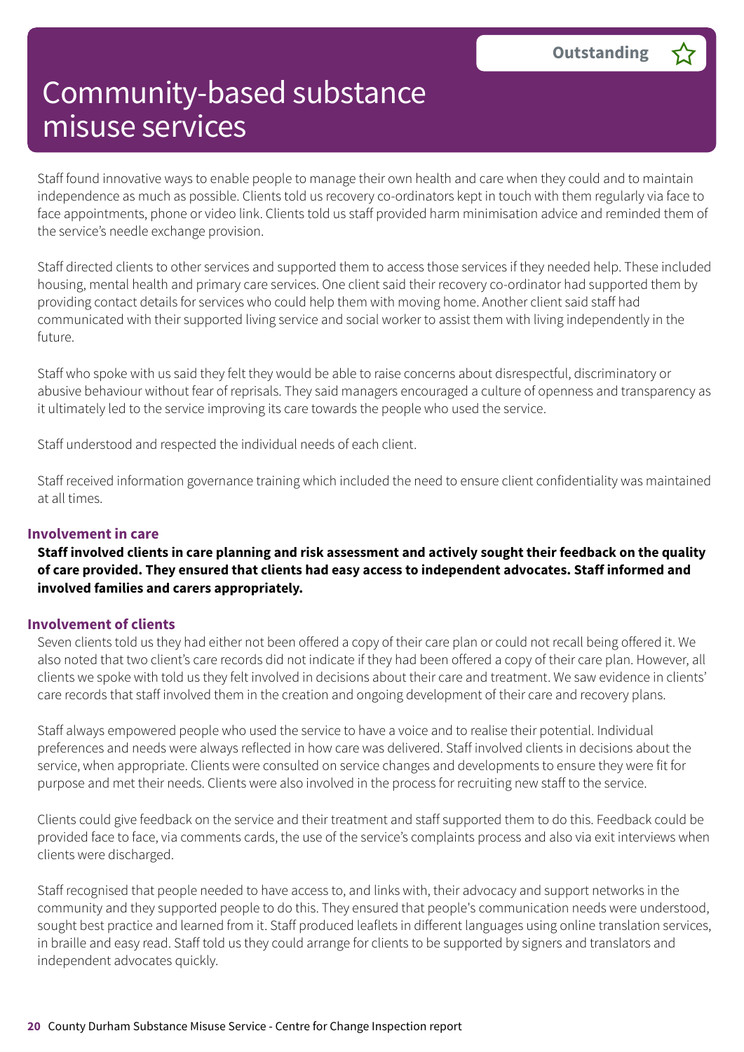# Community-based substance misuse services

**Outstanding**

Staff found innovative ways to enable people to manage their own health and care when they could and to maintain independence as much as possible. Clients told us recovery co-ordinators kept in touch with them regularly via face to face appointments, phone or video link. Clients told us staff provided harm minimisation advice and reminded them of the service's needle exchange provision.

Staff directed clients to other services and supported them to access those services if they needed help. These included housing, mental health and primary care services. One client said their recovery co-ordinator had supported them by providing contact details for services who could help them with moving home. Another client said staff had communicated with their supported living service and social worker to assist them with living independently in the future.

Staff who spoke with us said they felt they would be able to raise concerns about disrespectful, discriminatory or abusive behaviour without fear of reprisals. They said managers encouraged a culture of openness and transparency as it ultimately led to the service improving its care towards the people who used the service.

Staff understood and respected the individual needs of each client.

Staff received information governance training which included the need to ensure client confidentiality was maintained at all times.

### Involvement in care

**Staff involved clients in care planning and risk assessment and actively sought their feedback on the quality of care provided. They ensured that clients had easy access to independent advocates. Staff informed and involved families and carers appropriately.**

### Involvement of clients

Seven clients told us they had either not been offered a copy of their care plan or could not recall being offered it. We also noted that two client's care records did not indicate if they had been offered a copy of their care plan. However, all clients we spoke with told us they felt involved in decisions about their care and treatment. We saw evidence in clients' care records that staff involved them in the creation and ongoing development of their care and recovery plans.

Staff always empowered people who used the service to have a voice and to realise their potential. Individual preferences and needs were always reflected in how care was delivered. Staff involved clients in decisions about the service, when appropriate. Clients were consulted on service changes and developments to ensure they were fit for purpose and met their needs. Clients were also involved in the process for recruiting new staff to the service.

Clients could give feedback on the service and their treatment and staff supported them to do this. Feedback could be provided face to face, via comments cards, the use of the service's complaints process and also via exit interviews when clients were discharged.

Staff recognised that people needed to have access to, and links with, their advocacy and support networks in the community and they supported people to do this. They ensured that people's communication needs were understood, sought best practice and learned from it. Staff produced leaflets in different languages using online translation services, in braille and easy read. Staff told us they could arrange for clients to be supported by signers and translators and independent advocates quickly.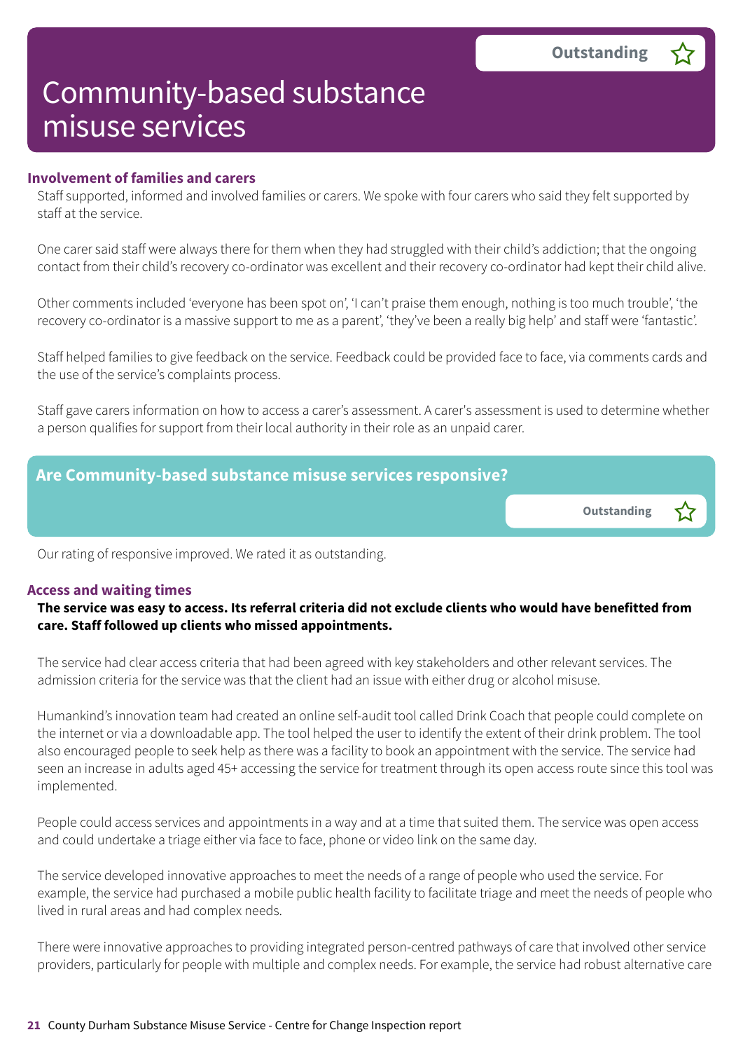# Community-based substance misuse services

Outstanding ☆

### Involvement of families and carers

Staff supported, informed and involved families or carers. We spoke with four carers who said they felt supported by staff at the service.

One carer said staff were always there for them when they had struggled with their child's addiction; that the ongoing contact from their child's recovery co-ordinator was excellent and their recovery co-ordinator had kept their child alive.

Other comments included 'everyone has been spot on', 'I can't praise them enough, nothing is too much trouble', 'the recovery co-ordinator is a massive support to me as a parent', 'they've been a really big help' and staff were 'fantastic'.

Staff helped families to give feedback on the service. Feedback could be provided face to face, via comments cards and the use of the service's complaints process.

Staff gave carers information on how to access a carer's assessment. A carer's assessment is used to determine whether a person qualifies for support from their local authority in their role as an unpaid carer.

## Are Community-based substance misuse services responsive?

Outstanding ☆

Our rating of responsive improved. We rated it as outstanding.

### Access and waiting times

**The service was easy to access. Its referral criteria did not exclude clients who would have benefitted from care. Staff followed up clients who missed appointments.**

The service had clear access criteria that had been agreed with key stakeholders and other relevant services. The admission criteria for the service was that the client had an issue with either drug or alcohol misuse.

Humankind's innovation team had created an online self-audit tool called Drink Coach that people could complete on the internet or via a downloadable app. The tool helped the user to identify the extent of their drink problem. The tool also encouraged people to seek help as there was a facility to book an appointment with the service. The service had seen an increase in adults aged 45+ accessing the service for treatment through its open access route since this tool was implemented.

People could access services and appointments in a way and at a time that suited them. The service was open access and could undertake a triage either via face to face, phone or video link on the same day.

The service developed innovative approaches to meet the needs of a range of people who used the service. For example, the service had purchased a mobile public health facility to facilitate triage and meet the needs of people who lived in rural areas and had complex needs.

There were innovative approaches to providing integrated person-centred pathways of care that involved other service providers, particularly for people with multiple and complex needs. For example, the service had robust alternative care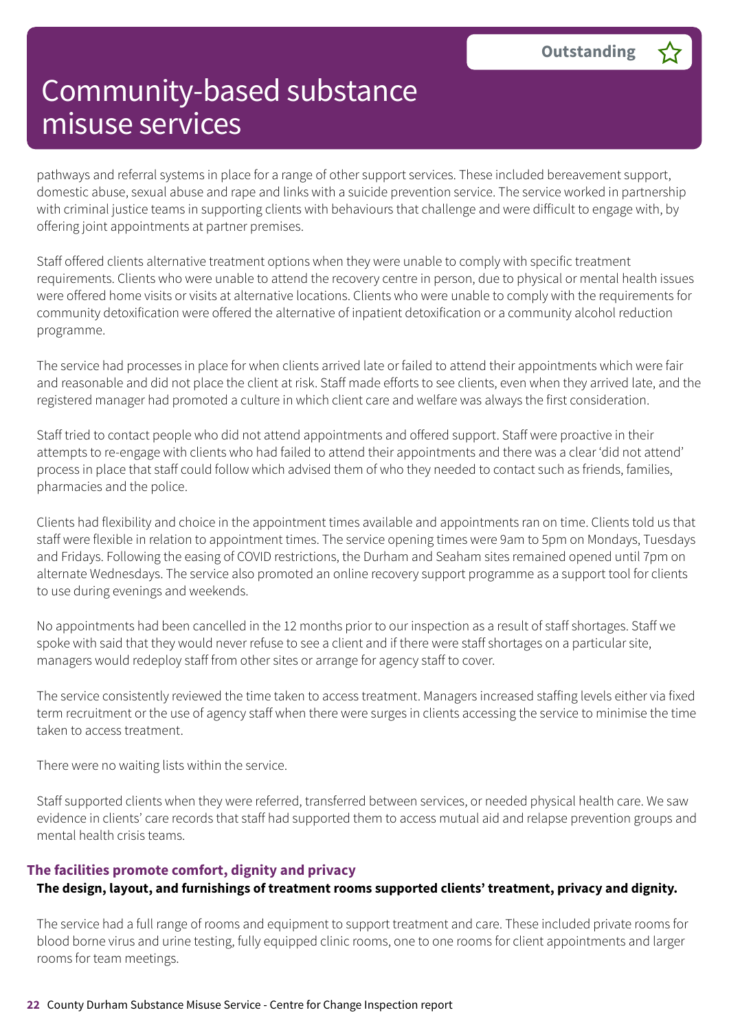pathways and referral systems in place for a range of other support services. These included bereavement support, domestic abuse, sexual abuse and rape and links with a suicide prevention service. The service worked in partnership with criminal justice teams in supporting clients with behaviours that challenge and were difficult to engage with, by offering joint appointments at partner premises.

Staff offered clients alternative treatment options when they were unable to comply with specific treatment requirements. Clients who were unable to attend the recovery centre in person, due to physical or mental health issues were offered home visits or visits at alternative locations. Clients who were unable to comply with the requirements for community detoxification were offered the alternative of inpatient detoxification or a community alcohol reduction programme.

The service had processes in place for when clients arrived late or failed to attend their appointments which were fair and reasonable and did not place the client at risk. Staff made efforts to see clients, even when they arrived late, and the registered manager had promoted a culture in which client care and welfare was always the first consideration.

Staff tried to contact people who did not attend appointments and offered support. Staff were proactive in their attempts to re-engage with clients who had failed to attend their appointments and there was a clear 'did not attend' process in place that staff could follow which advised them of who they needed to contact such as friends, families, pharmacies and the police.

Clients had flexibility and choice in the appointment times available and appointments ran on time. Clients told us that staff were flexible in relation to appointment times. The service opening times were 9am to 5pm on Mondays, Tuesdays and Fridays. Following the easing of COVID restrictions, the Durham and Seaham sites remained opened until 7pm on alternate Wednesdays. The service also promoted an online recovery support programme as a support tool for clients to use during evenings and weekends.

No appointments had been cancelled in the 12 months prior to our inspection as a result of staff shortages. Staff we spoke with said that they would never refuse to see a client and if there were staff shortages on a particular site, managers would redeploy staff from other sites or arrange for agency staff to cover.

The service consistently reviewed the time taken to access treatment. Managers increased staffing levels either via fixed term recruitment or the use of agency staff when there were surges in clients accessing the service to minimise the time taken to access treatment.

There were no waiting lists within the service.

Staff supported clients when they were referred, transferred between services, or needed physical health care. We saw evidence in clients' care records that staff had supported them to access mutual aid and relapse prevention groups and mental health crisis teams.

### The facilities promote comfort, dignity and privacy

**The design, layout, and furnishings of treatment rooms supported clients' treatment, privacy and dignity.**

The service had a full range of rooms and equipment to support treatment and care. These included private rooms for blood borne virus and urine testing, fully equipped clinic rooms, one to one rooms for client appointments and larger rooms for team meetings.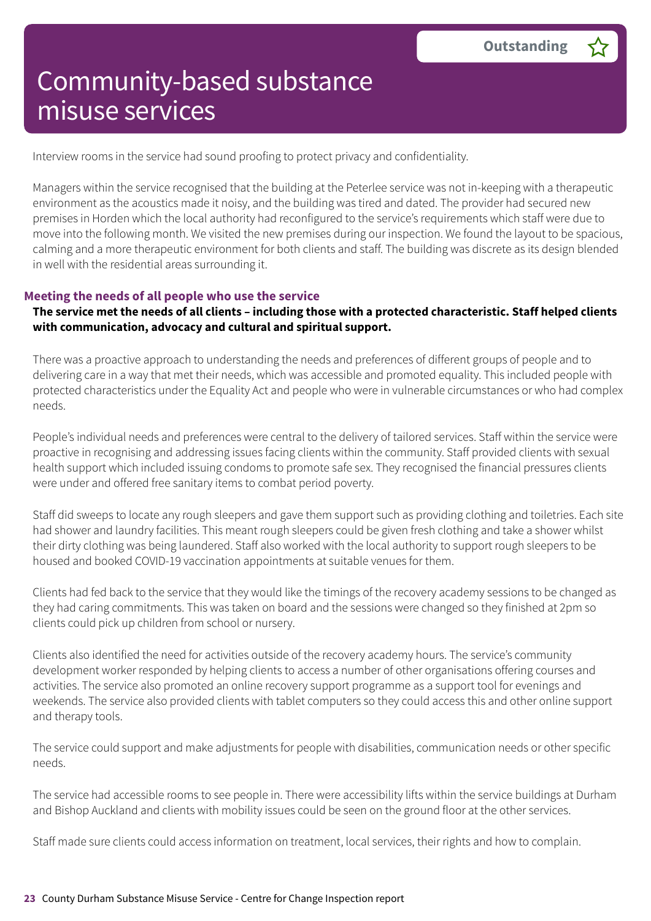# Community-based substance misuse services

**Outstanding** ☆

Interview rooms in the service had sound proofing to protect privacy and confidentiality.

Managers within the service recognised that the building at the Peterlee service was not in-keeping with a therapeutic environment as the acoustics made it noisy, and the building was tired and dated. The provider had secured new premises in Horden which the local authority had reconfigured to the service's requirements which staff were due to move into the following month. We visited the new premises during our inspection. We found the layout to be spacious, calming and a more therapeutic environment for both clients and staff. The building was discrete as its design blended in well with the residential areas surrounding it.

### Meeting the needs of all people who use the service

**The service met the needs of all clients – including those with a protected characteristic. Staff helped clients with communication, advocacy and cultural and spiritual support.**

There was a proactive approach to understanding the needs and preferences of different groups of people and to delivering care in a way that met their needs, which was accessible and promoted equality. This included people with protected characteristics under the Equality Act and people who were in vulnerable circumstances or who had complex needs.

People's individual needs and preferences were central to the delivery of tailored services. Staff within the service were proactive in recognising and addressing issues facing clients within the community. Staff provided clients with sexual health support which included issuing condoms to promote safe sex. They recognised the financial pressures clients were under and offered free sanitary items to combat period poverty.

Staff did sweeps to locate any rough sleepers and gave them support such as providing clothing and toiletries. Each site had shower and laundry facilities. This meant rough sleepers could be given fresh clothing and take a shower whilst their dirty clothing was being laundered. Staff also worked with the local authority to support rough sleepers to be housed and booked COVID-19 vaccination appointments at suitable venues for them.

Clients had fed back to the service that they would like the timings of the recovery academy sessions to be changed as they had caring commitments. This was taken on board and the sessions were changed so they finished at 2pm so clients could pick up children from school or nursery.

Clients also identified the need for activities outside of the recovery academy hours. The service's community development worker responded by helping clients to access a number of other organisations offering courses and activities. The service also promoted an online recovery support programme as a support tool for evenings and weekends. The service also provided clients with tablet computers so they could access this and other online support and therapy tools.

The service could support and make adjustments for people with disabilities, communication needs or other specific needs.

The service had accessible rooms to see people in. There were accessibility lifts within the service buildings at Durham and Bishop Auckland and clients with mobility issues could be seen on the ground floor at the other services.

Staff made sure clients could access information on treatment, local services, their rights and how to complain.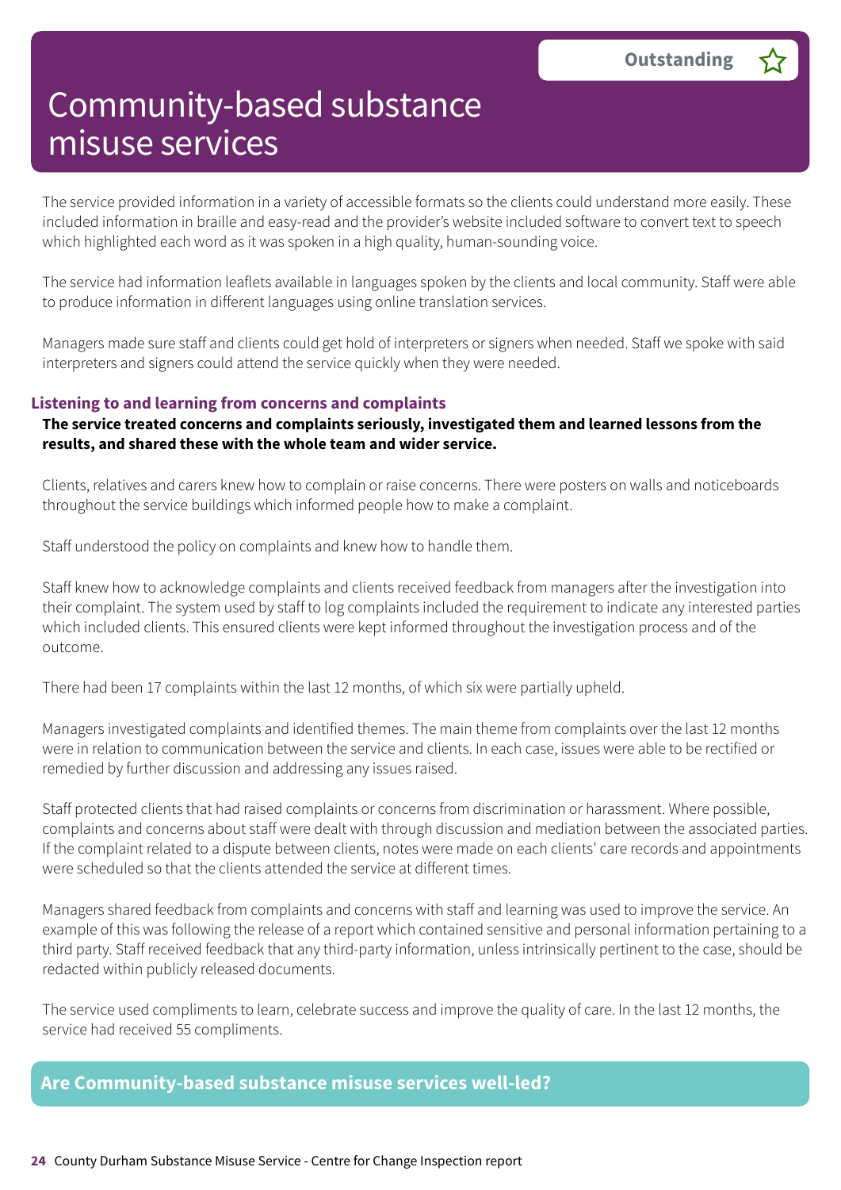# Community-based substance misuse services

**Outstanding** ☆

The service provided information in a variety of accessible formats so the clients could understand more easily. These included information in braille and easy-read and the provider's website included software to convert text to speech which highlighted each word as it was spoken in a high quality, human-sounding voice.

The service had information leaflets available in languages spoken by the clients and local community. Staff were able to produce information in different languages using online translation services.

Managers made sure staff and clients could get hold of interpreters or signers when needed. Staff we spoke with said interpreters and signers could attend the service quickly when they were needed.

### Listening to and learning from concerns and complaints

**The service treated concerns and complaints seriously, investigated them and learned lessons from the results, and shared these with the whole team and wider service.**

Clients, relatives and carers knew how to complain or raise concerns. There were posters on walls and noticeboards throughout the service buildings which informed people how to make a complaint.

Staff understood the policy on complaints and knew how to handle them.

Staff knew how to acknowledge complaints and clients received feedback from managers after the investigation into their complaint. The system used by staff to log complaints included the requirement to indicate any interested parties which included clients. This ensured clients were kept informed throughout the investigation process and of the outcome.

There had been 17 complaints within the last 12 months, of which six were partially upheld.

Managers investigated complaints and identified themes. The main theme from complaints over the last 12 months were in relation to communication between the service and clients. In each case, issues were able to be rectified or remedied by further discussion and addressing any issues raised.

Staff protected clients that had raised complaints or concerns from discrimination or harassment. Where possible, complaints and concerns about staff were dealt with through discussion and mediation between the associated parties. If the complaint related to a dispute between clients, notes were made on each clients' care records and appointments were scheduled so that the clients attended the service at different times.

Managers shared feedback from complaints and concerns with staff and learning was used to improve the service. An example of this was following the release of a report which contained sensitive and personal information pertaining to a third party. Staff received feedback that any third-party information, unless intrinsically pertinent to the case, should be redacted within publicly released documents.

The service used compliments to learn, celebrate success and improve the quality of care. In the last 12 months, the service had received 55 compliments.

## Are Community-based substance misuse services well-led?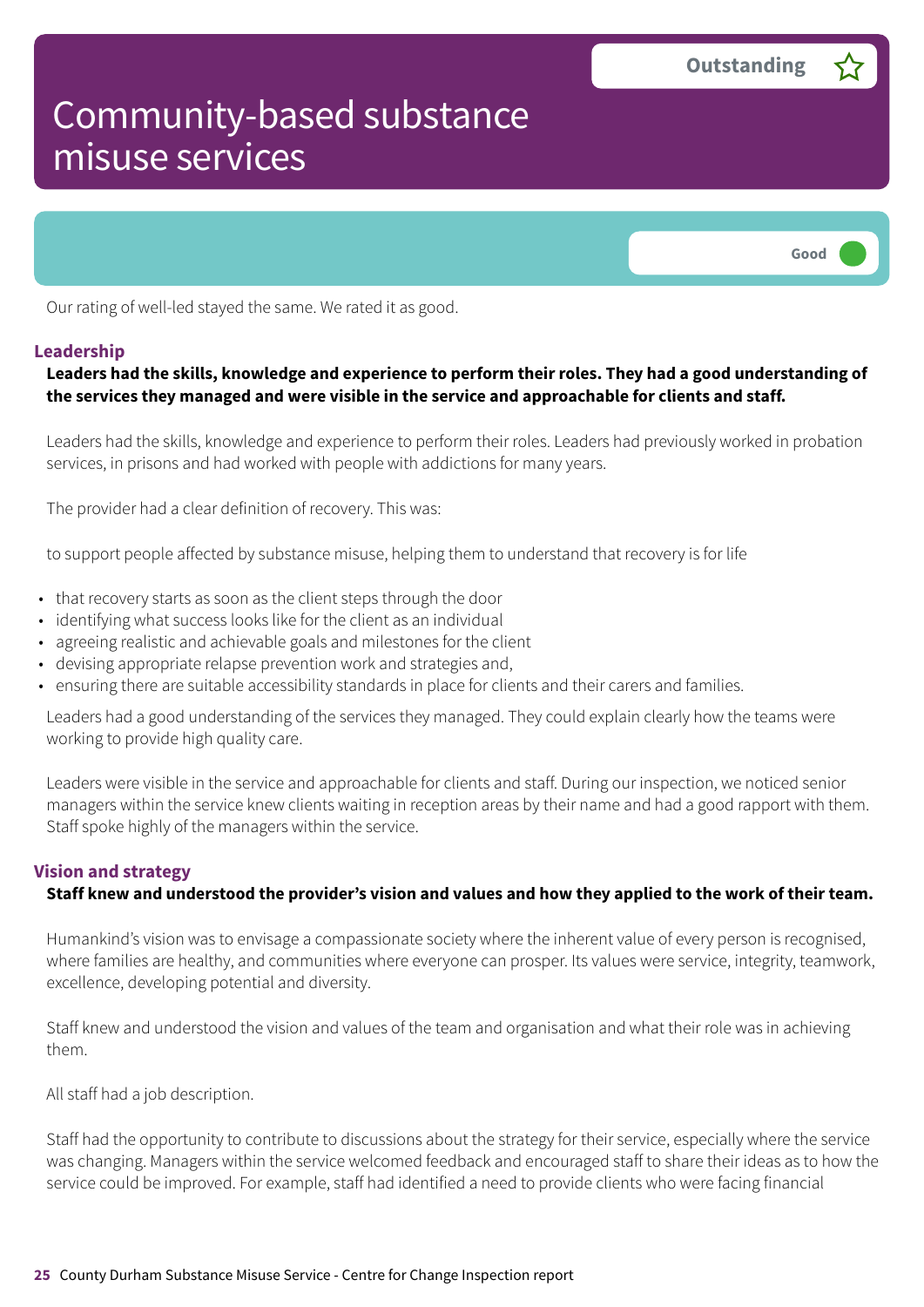# Community-based substance misuse services

Outstanding ☆

Good ●

Our rating of well-led stayed the same. We rated it as good.

### Leadership

**Leaders had the skills, knowledge and experience to perform their roles. They had a good understanding of the services they managed and were visible in the service and approachable for clients and staff.**

Leaders had the skills, knowledge and experience to perform their roles. Leaders had previously worked in probation services, in prisons and had worked with people with addictions for many years.

The provider had a clear definition of recovery. This was:

to support people affected by substance misuse, helping them to understand that recovery is for life

- that recovery starts as soon as the client steps through the door
- identifying what success looks like for the client as an individual
- agreeing realistic and achievable goals and milestones for the client
- devising appropriate relapse prevention work and strategies and,
- ensuring there are suitable accessibility standards in place for clients and their carers and families.

Leaders had a good understanding of the services they managed. They could explain clearly how the teams were working to provide high quality care.

Leaders were visible in the service and approachable for clients and staff. During our inspection, we noticed senior managers within the service knew clients waiting in reception areas by their name and had a good rapport with them. Staff spoke highly of the managers within the service.

### Vision and strategy

**Staff knew and understood the provider's vision and values and how they applied to the work of their team.**

Humankind's vision was to envisage a compassionate society where the inherent value of every person is recognised, where families are healthy, and communities where everyone can prosper. Its values were service, integrity, teamwork, excellence, developing potential and diversity.

Staff knew and understood the vision and values of the team and organisation and what their role was in achieving them.

All staff had a job description.

Staff had the opportunity to contribute to discussions about the strategy for their service, especially where the service was changing. Managers within the service welcomed feedback and encouraged staff to share their ideas as to how the service could be improved. For example, staff had identified a need to provide clients who were facing financial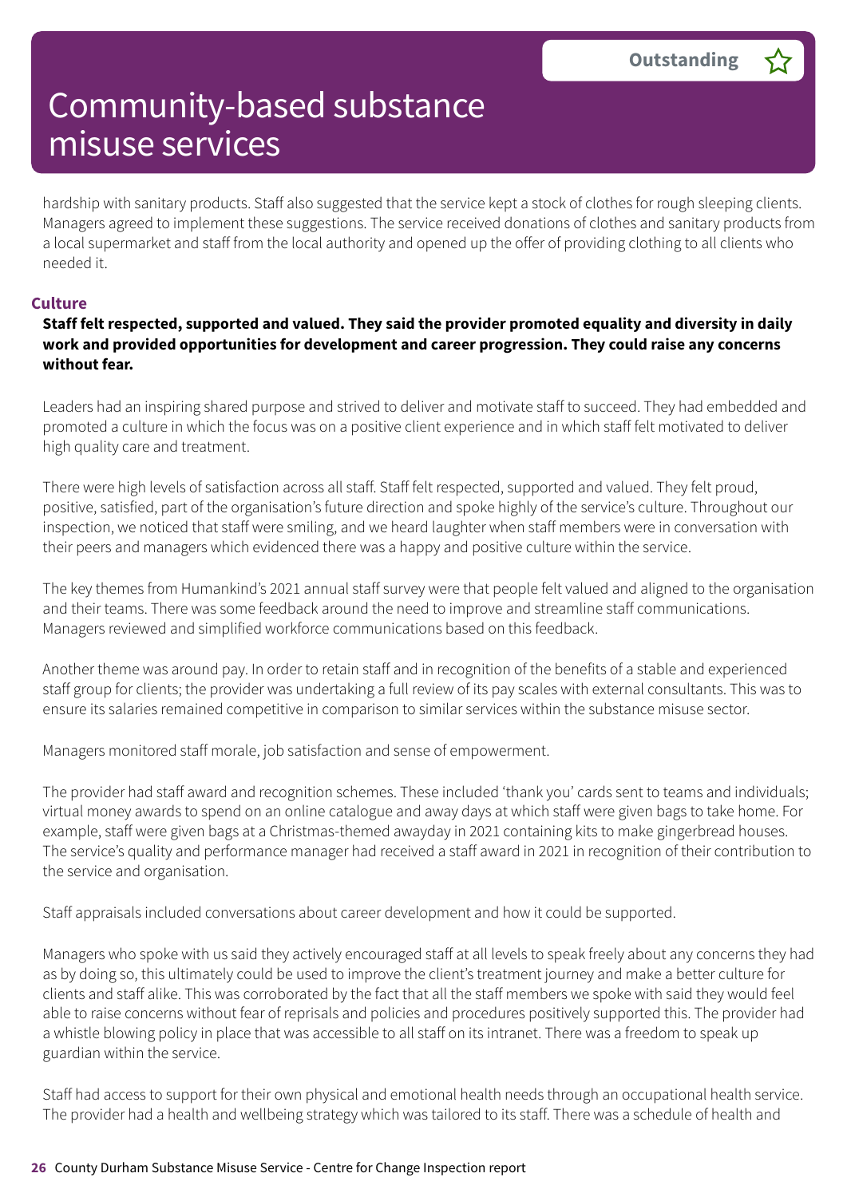hardship with sanitary products. Staff also suggested that the service kept a stock of clothes for rough sleeping clients. Managers agreed to implement these suggestions. The service received donations of clothes and sanitary products from a local supermarket and staff from the local authority and opened up the offer of providing clothing to all clients who needed it.

### Culture

**Staff felt respected, supported and valued. They said the provider promoted equality and diversity in daily work and provided opportunities for development and career progression. They could raise any concerns without fear.**

Leaders had an inspiring shared purpose and strived to deliver and motivate staff to succeed. They had embedded and promoted a culture in which the focus was on a positive client experience and in which staff felt motivated to deliver high quality care and treatment.

There were high levels of satisfaction across all staff. Staff felt respected, supported and valued. They felt proud, positive, satisfied, part of the organisation's future direction and spoke highly of the service's culture. Throughout our inspection, we noticed that staff were smiling, and we heard laughter when staff members were in conversation with their peers and managers which evidenced there was a happy and positive culture within the service.

The key themes from Humankind's 2021 annual staff survey were that people felt valued and aligned to the organisation and their teams. There was some feedback around the need to improve and streamline staff communications. Managers reviewed and simplified workforce communications based on this feedback.

Another theme was around pay. In order to retain staff and in recognition of the benefits of a stable and experienced staff group for clients; the provider was undertaking a full review of its pay scales with external consultants. This was to ensure its salaries remained competitive in comparison to similar services within the substance misuse sector.

Managers monitored staff morale, job satisfaction and sense of empowerment.

The provider had staff award and recognition schemes. These included 'thank you' cards sent to teams and individuals; virtual money awards to spend on an online catalogue and away days at which staff were given bags to take home. For example, staff were given bags at a Christmas-themed awayday in 2021 containing kits to make gingerbread houses. The service's quality and performance manager had received a staff award in 2021 in recognition of their contribution to the service and organisation.

Staff appraisals included conversations about career development and how it could be supported.

Managers who spoke with us said they actively encouraged staff at all levels to speak freely about any concerns they had as by doing so, this ultimately could be used to improve the client's treatment journey and make a better culture for clients and staff alike. This was corroborated by the fact that all the staff members we spoke with said they would feel able to raise concerns without fear of reprisals and policies and procedures positively supported this. The provider had a whistle blowing policy in place that was accessible to all staff on its intranet. There was a freedom to speak up guardian within the service.

Staff had access to support for their own physical and emotional health needs through an occupational health service. The provider had a health and wellbeing strategy which was tailored to its staff. There was a schedule of health and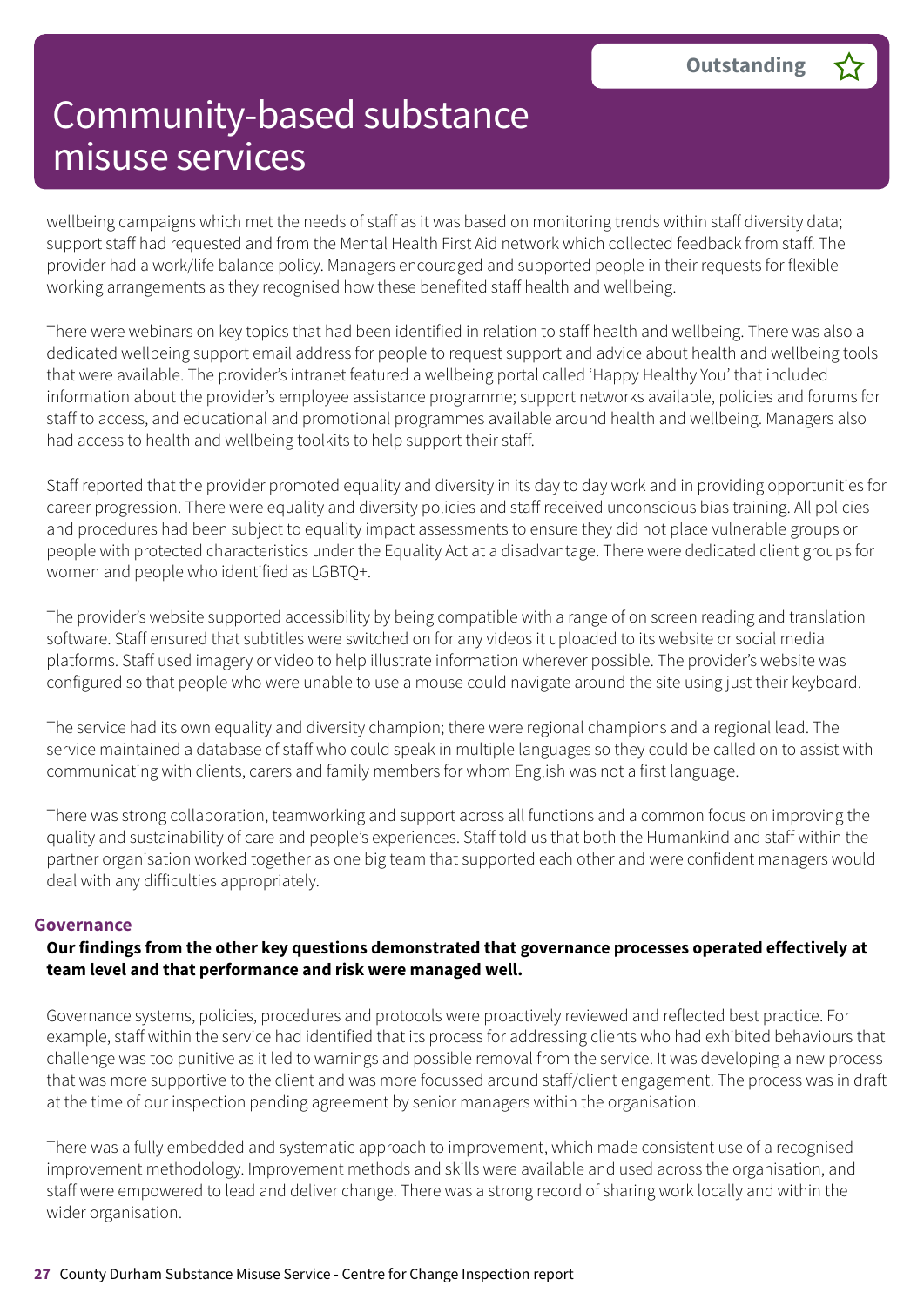wellbeing campaigns which met the needs of staff as it was based on monitoring trends within staff diversity data; support staff had requested and from the Mental Health First Aid network which collected feedback from staff. The provider had a work/life balance policy. Managers encouraged and supported people in their requests for flexible working arrangements as they recognised how these benefited staff health and wellbeing.

There were webinars on key topics that had been identified in relation to staff health and wellbeing. There was also a dedicated wellbeing support email address for people to request support and advice about health and wellbeing tools that were available. The provider's intranet featured a wellbeing portal called 'Happy Healthy You' that included information about the provider's employee assistance programme; support networks available, policies and forums for staff to access, and educational and promotional programmes available around health and wellbeing. Managers also had access to health and wellbeing toolkits to help support their staff.

Staff reported that the provider promoted equality and diversity in its day to day work and in providing opportunities for career progression. There were equality and diversity policies and staff received unconscious bias training. All policies and procedures had been subject to equality impact assessments to ensure they did not place vulnerable groups or people with protected characteristics under the Equality Act at a disadvantage. There were dedicated client groups for women and people who identified as LGBTQ+.

The provider's website supported accessibility by being compatible with a range of on screen reading and translation software. Staff ensured that subtitles were switched on for any videos it uploaded to its website or social media platforms. Staff used imagery or video to help illustrate information wherever possible. The provider's website was configured so that people who were unable to use a mouse could navigate around the site using just their keyboard.

The service had its own equality and diversity champion; there were regional champions and a regional lead. The service maintained a database of staff who could speak in multiple languages so they could be called on to assist with communicating with clients, carers and family members for whom English was not a first language.

There was strong collaboration, teamworking and support across all functions and a common focus on improving the quality and sustainability of care and people's experiences. Staff told us that both the Humankind and staff within the partner organisation worked together as one big team that supported each other and were confident managers would deal with any difficulties appropriately.

### Governance

**Our findings from the other key questions demonstrated that governance processes operated effectively at team level and that performance and risk were managed well.**

Governance systems, policies, procedures and protocols were proactively reviewed and reflected best practice. For example, staff within the service had identified that its process for addressing clients who had exhibited behaviours that challenge was too punitive as it led to warnings and possible removal from the service. It was developing a new process that was more supportive to the client and was more focussed around staff/client engagement. The process was in draft at the time of our inspection pending agreement by senior managers within the organisation.

There was a fully embedded and systematic approach to improvement, which made consistent use of a recognised improvement methodology. Improvement methods and skills were available and used across the organisation, and staff were empowered to lead and deliver change. There was a strong record of sharing work locally and within the wider organisation.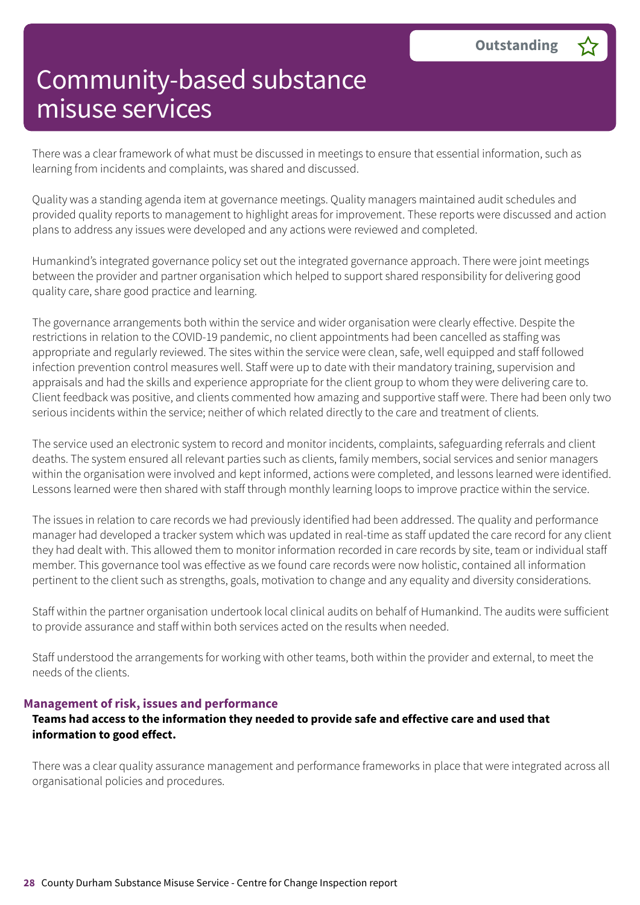# Community-based substance misuse services

**Outstanding** ☆

There was a clear framework of what must be discussed in meetings to ensure that essential information, such as learning from incidents and complaints, was shared and discussed.

Quality was a standing agenda item at governance meetings. Quality managers maintained audit schedules and provided quality reports to management to highlight areas for improvement. These reports were discussed and action plans to address any issues were developed and any actions were reviewed and completed.

Humankind's integrated governance policy set out the integrated governance approach. There were joint meetings between the provider and partner organisation which helped to support shared responsibility for delivering good quality care, share good practice and learning.

The governance arrangements both within the service and wider organisation were clearly effective. Despite the restrictions in relation to the COVID-19 pandemic, no client appointments had been cancelled as staffing was appropriate and regularly reviewed. The sites within the service were clean, safe, well equipped and staff followed infection prevention control measures well. Staff were up to date with their mandatory training, supervision and appraisals and had the skills and experience appropriate for the client group to whom they were delivering care to. Client feedback was positive, and clients commented how amazing and supportive staff were. There had been only two serious incidents within the service; neither of which related directly to the care and treatment of clients.

The service used an electronic system to record and monitor incidents, complaints, safeguarding referrals and client deaths. The system ensured all relevant parties such as clients, family members, social services and senior managers within the organisation were involved and kept informed, actions were completed, and lessons learned were identified. Lessons learned were then shared with staff through monthly learning loops to improve practice within the service.

The issues in relation to care records we had previously identified had been addressed. The quality and performance manager had developed a tracker system which was updated in real-time as staff updated the care record for any client they had dealt with. This allowed them to monitor information recorded in care records by site, team or individual staff member. This governance tool was effective as we found care records were now holistic, contained all information pertinent to the client such as strengths, goals, motivation to change and any equality and diversity considerations.

Staff within the partner organisation undertook local clinical audits on behalf of Humankind. The audits were sufficient to provide assurance and staff within both services acted on the results when needed.

Staff understood the arrangements for working with other teams, both within the provider and external, to meet the needs of the clients.

### Management of risk, issues and performance

**Teams had access to the information they needed to provide safe and effective care and used that information to good effect.**

There was a clear quality assurance management and performance frameworks in place that were integrated across all organisational policies and procedures.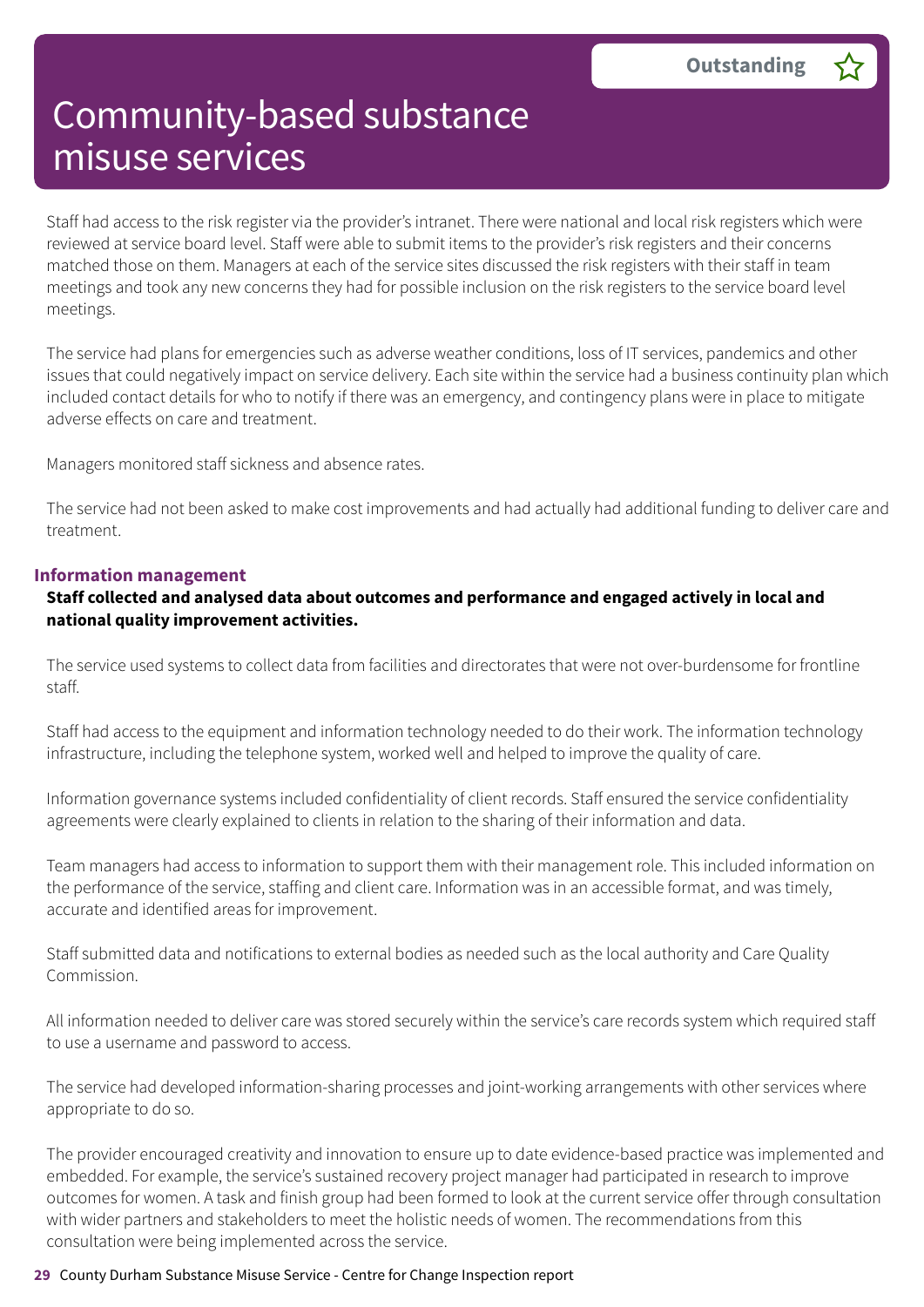# Community-based substance misuse services

**Outstanding** ☆

Staff had access to the risk register via the provider's intranet. There were national and local risk registers which were reviewed at service board level. Staff were able to submit items to the provider's risk registers and their concerns matched those on them. Managers at each of the service sites discussed the risk registers with their staff in team meetings and took any new concerns they had for possible inclusion on the risk registers to the service board level meetings.

The service had plans for emergencies such as adverse weather conditions, loss of IT services, pandemics and other issues that could negatively impact on service delivery. Each site within the service had a business continuity plan which included contact details for who to notify if there was an emergency, and contingency plans were in place to mitigate adverse effects on care and treatment.

Managers monitored staff sickness and absence rates.

The service had not been asked to make cost improvements and had actually had additional funding to deliver care and treatment.

### Information management

**Staff collected and analysed data about outcomes and performance and engaged actively in local and national quality improvement activities.**

The service used systems to collect data from facilities and directorates that were not over-burdensome for frontline staff.

Staff had access to the equipment and information technology needed to do their work. The information technology infrastructure, including the telephone system, worked well and helped to improve the quality of care.

Information governance systems included confidentiality of client records. Staff ensured the service confidentiality agreements were clearly explained to clients in relation to the sharing of their information and data.

Team managers had access to information to support them with their management role. This included information on the performance of the service, staffing and client care. Information was in an accessible format, and was timely, accurate and identified areas for improvement.

Staff submitted data and notifications to external bodies as needed such as the local authority and Care Quality Commission.

All information needed to deliver care was stored securely within the service's care records system which required staff to use a username and password to access.

The service had developed information-sharing processes and joint-working arrangements with other services where appropriate to do so.

The provider encouraged creativity and innovation to ensure up to date evidence-based practice was implemented and embedded. For example, the service's sustained recovery project manager had participated in research to improve outcomes for women. A task and finish group had been formed to look at the current service offer through consultation with wider partners and stakeholders to meet the holistic needs of women. The recommendations from this consultation were being implemented across the service.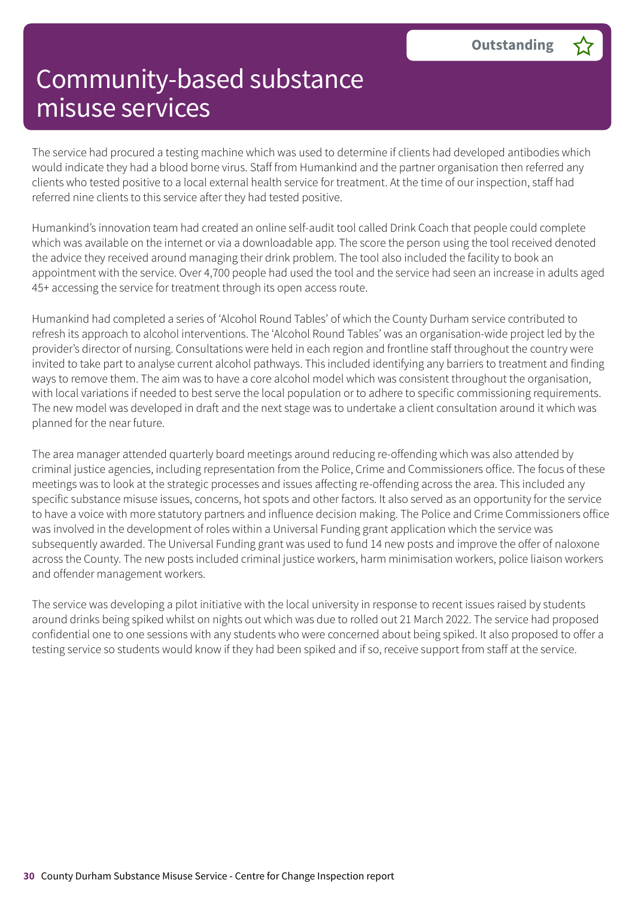# Community-based substance misuse services

**Outstanding** ☆

The service had procured a testing machine which was used to determine if clients had developed antibodies which would indicate they had a blood borne virus. Staff from Humankind and the partner organisation then referred any clients who tested positive to a local external health service for treatment. At the time of our inspection, staff had referred nine clients to this service after they had tested positive.

Humankind's innovation team had created an online self-audit tool called Drink Coach that people could complete which was available on the internet or via a downloadable app. The score the person using the tool received denoted the advice they received around managing their drink problem. The tool also included the facility to book an appointment with the service. Over 4,700 people had used the tool and the service had seen an increase in adults aged 45+ accessing the service for treatment through its open access route.

Humankind had completed a series of 'Alcohol Round Tables' of which the County Durham service contributed to refresh its approach to alcohol interventions. The 'Alcohol Round Tables' was an organisation-wide project led by the provider's director of nursing. Consultations were held in each region and frontline staff throughout the country were invited to take part to analyse current alcohol pathways. This included identifying any barriers to treatment and finding ways to remove them. The aim was to have a core alcohol model which was consistent throughout the organisation, with local variations if needed to best serve the local population or to adhere to specific commissioning requirements. The new model was developed in draft and the next stage was to undertake a client consultation around it which was planned for the near future.

The area manager attended quarterly board meetings around reducing re-offending which was also attended by criminal justice agencies, including representation from the Police, Crime and Commissioners office. The focus of these meetings was to look at the strategic processes and issues affecting re-offending across the area. This included any specific substance misuse issues, concerns, hot spots and other factors. It also served as an opportunity for the service to have a voice with more statutory partners and influence decision making. The Police and Crime Commissioners office was involved in the development of roles within a Universal Funding grant application which the service was subsequently awarded. The Universal Funding grant was used to fund 14 new posts and improve the offer of naloxone across the County. The new posts included criminal justice workers, harm minimisation workers, police liaison workers and offender management workers.

The service was developing a pilot initiative with the local university in response to recent issues raised by students around drinks being spiked whilst on nights out which was due to rolled out 21 March 2022. The service had proposed confidential one to one sessions with any students who were concerned about being spiked. It also proposed to offer a testing service so students would know if they had been spiked and if so, receive support from staff at the service.